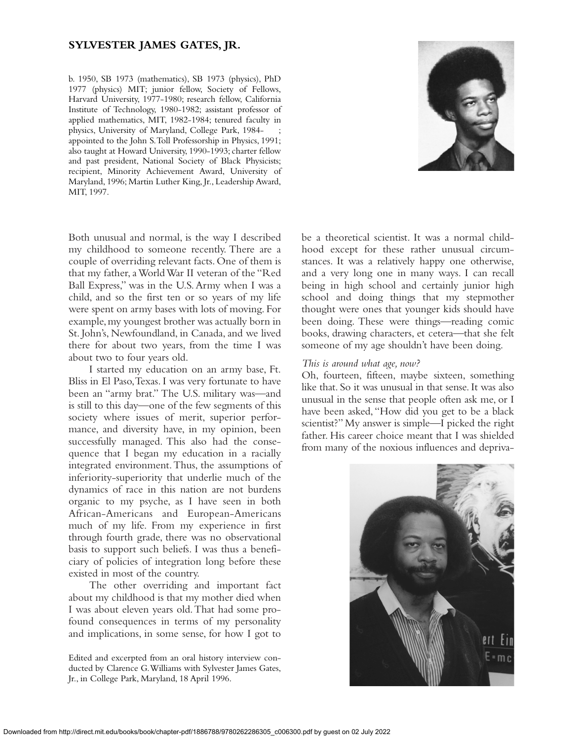# SYLVESTER JAMES GATES, JR.

b. 1950, SB 1973 (mathematics), SB 1973 (physics), PhD 1977 (physics) MIT; junior fellow, Society of Fellows, Harvard University, 1977-1980; research fellow, California Institute of Technology, 1980-1982; assistant professor of applied mathematics, MIT, 1982-1984; tenured faculty in physics, University of Maryland, College Park, 1984- ; appointed to the John S. Toll Professorship in Physics, 1991; also taught at Howard University, 1990-1993; charter fellow and past president, National Society of Black Physicists; recipient, Minority Achievement Award, University of Maryland, 1996; Martin Luther King, Jr., Leadership Award, MIT, 1997.

Both unusual and normal, is the way I described my childhood to someone recently. There are a couple of overriding relevant facts. One of them is that my father, a World War II veteran of the "Red Ball Express," was in the U.S. Army when I was a child, and so the first ten or so years of my life were spent on army bases with lots of moving. For example, my youngest brother was actually born in St. John's, Newfoundland, in Canada, and we lived there for about two years, from the time I was about two to four years old.

I started my education on an army base, Ft. Bliss in El Paso, Texas. I was very fortunate to have been an "army brat." The U.S. military was—and is still to this day—one of the few segments of this society where issues of merit, superior performance, and diversity have, in my opinion, been successfully managed. This also had the consequence that I began my education in a racially integrated environment. Thus, the assumptions of inferiority-superiority that underlie much of the dynamics of race in this nation are not burdens organic to my psyche, as I have seen in both African-Americans and European-Americans much of my life. From my experience in first through fourth grade, there was no observational basis to support such beliefs. I was thus a beneficiary of policies of integration long before these existed in most of the country.

The other overriding and important fact about my childhood is that my mother died when I was about eleven years old. That had some profound consequences in terms of my personality and implications, in some sense, for how I got to be a theoretical scientist. It was a normal childhood except for these rather unusual circumstances. It was a relatively happy one otherwise, and a very long one in many ways. I can recall being in high school and certainly junior high school and doing things that my stepmother thought were ones that younger kids should have been doing. These were things—reading comic books, drawing characters, et cetera—that she felt someone of my age shouldn't have been doing.

*This is around what age, now?*

Oh, fourteen, fifteen, maybe sixteen, something like that. So it was unusual in that sense. It was also unusual in the sense that people often ask me, or I have been asked, "How did you get to be a black scientist?" My answer is simple—I picked the right father. His career choice meant that I was shielded from many of the noxious influences and depriva-

Edited and excerpted from an oral history interview conducted by Clarence G. Williams with Sylvester James Gates, Jr., in College Park, Maryland, 18 April 1996.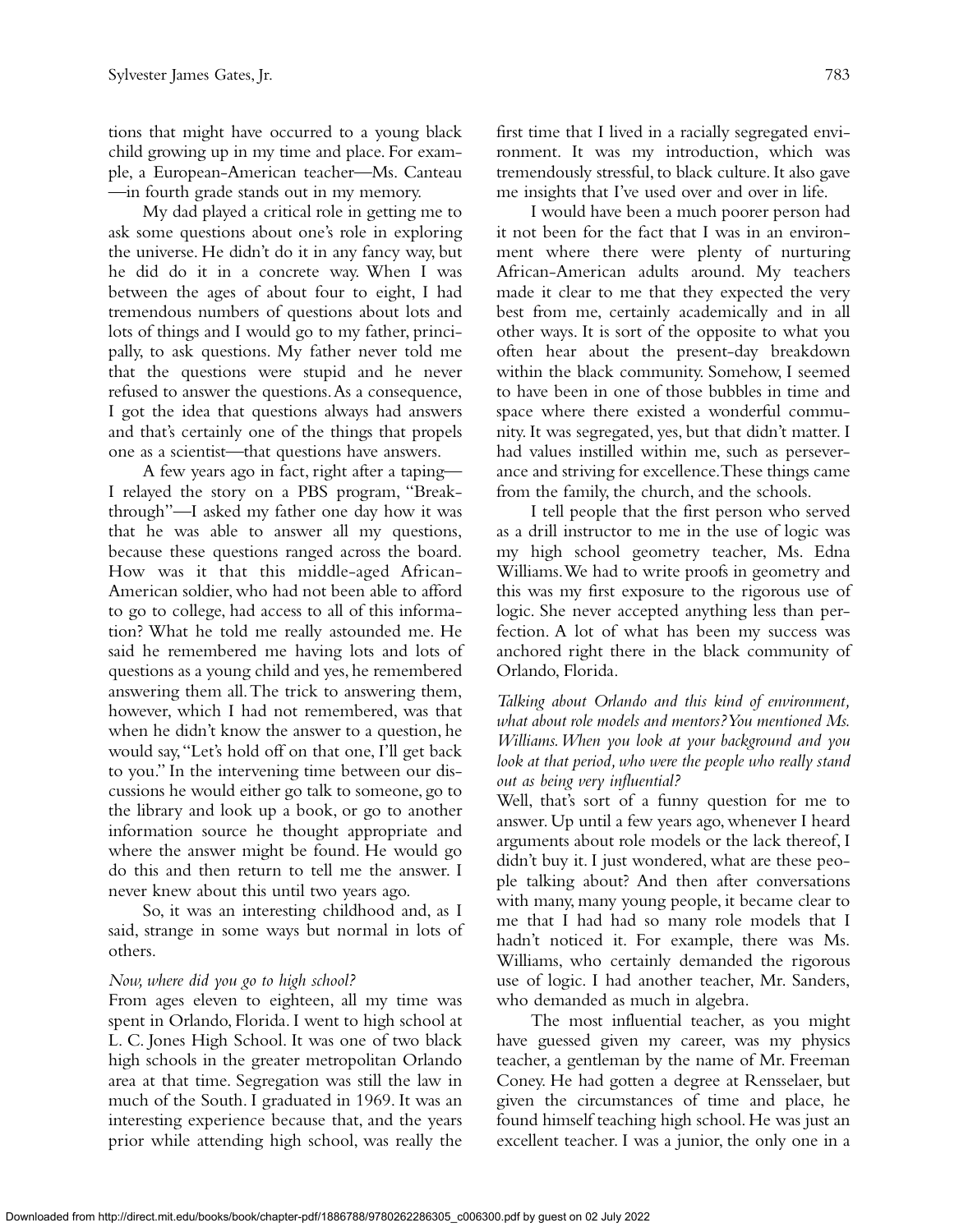tions that might have occurred to a young black child growing up in my time and place. For example, a European-American teacher—Ms. Canteau —in fourth grade stands out in my memory.

My dad played a critical role in getting me to ask some questions about one's role in exploring the universe. He didn't do it in any fancy way, but he did do it in a concrete way. When I was between the ages of about four to eight, I had tremendous numbers of questions about lots and lots of things and I would go to my father, principally, to ask questions. My father never told me that the questions were stupid and he never refused to answer the questions. As a consequence, I got the idea that questions always had answers and that's certainly one of the things that propels one as a scientist—that questions have answers.

A few years ago in fact, right after a taping—I relayed the story on a PBS program, "Breakthrough"—I asked my father one day how it was that he was able to answer all my questions, because these questions ranged across the board. How was it that this middle-aged African-American soldier, who had not been able to afford to go to college, had access to all of this information? What he told me really astounded me. He said he remembered me having lots and lots of questions as a young child and yes, he remembered answering them all. The trick to answering them, however, which I had not remembered, was that when he didn't know the answer to a question, he would say, "Let's hold off on that one, I'll get back to you." In the intervening time between our discussions he would either go talk to someone, go to the library and look up a book, or go to another information source he thought appropriate and where the answer might be found. He would go do this and then return to tell me the answer. I never knew about this until two years ago.

So, it was an interesting childhood and, as I said, strange in some ways but normal in lots of others.

*Now, where did you go to high school?*

From ages eleven to eighteen, all my time was spent in Orlando, Florida. I went to high school at L. C. Jones High School. It was one of two black high schools in the greater metropolitan Orlando area at that time. Segregation was still the law in much of the South. I graduated in 1969. It was an interesting experience because that, and the years prior while attending high school, was really the first time that I lived in a racially segregated environment. It was my introduction, which was tremendously stressful, to black culture. It also gave me insights that I've used over and over in life.

I would have been a much poorer person had it not been for the fact that I was in an environment where there were plenty of nurturing African-American adults around. My teachers made it clear to me that they expected the very best from me, certainly academically and in all other ways. It is sort of the opposite to what you often hear about the present-day breakdown within the black community. Somehow, I seemed to have been in one of those bubbles in time and space where there existed a wonderful community. It was segregated, yes, but that didn't matter. I had values instilled within me, such as perseverance and striving for excellence. These things came from the family, the church, and the schools.

I tell people that the first person who served as a drill instructor to me in the use of logic was my high school geometry teacher, Ms. Edna Williams. We had to write proofs in geometry and this was my first exposure to the rigorous use of logic. She never accepted anything less than perfection. A lot of what has been my success was anchored right there in the black community of Orlando, Florida.

*Talking about Orlando and this kind of environment, what about role models and mentors? You mentioned Ms. Williams. When you look at your background and you look at that period, who were the people who really stand out as being very influential?*

Well, that's sort of a funny question for me to answer. Up until a few years ago, whenever I heard arguments about role models or the lack thereof, I didn't buy it. I just wondered, what are these people talking about? And then after conversations with many, many young people, it became clear to me that I had had so many role models that I hadn't noticed it. For example, there was Ms. Williams, who certainly demanded the rigorous use of logic. I had another teacher, Mr. Sanders, who demanded as much in algebra.

The most influential teacher, as you might have guessed given my career, was my physics teacher, a gentleman by the name of Mr. Freeman Coney. He had gotten a degree at Rensselaer, but given the circumstances of time and place, he found himself teaching high school. He was just an excellent teacher. I was a junior, the only one in a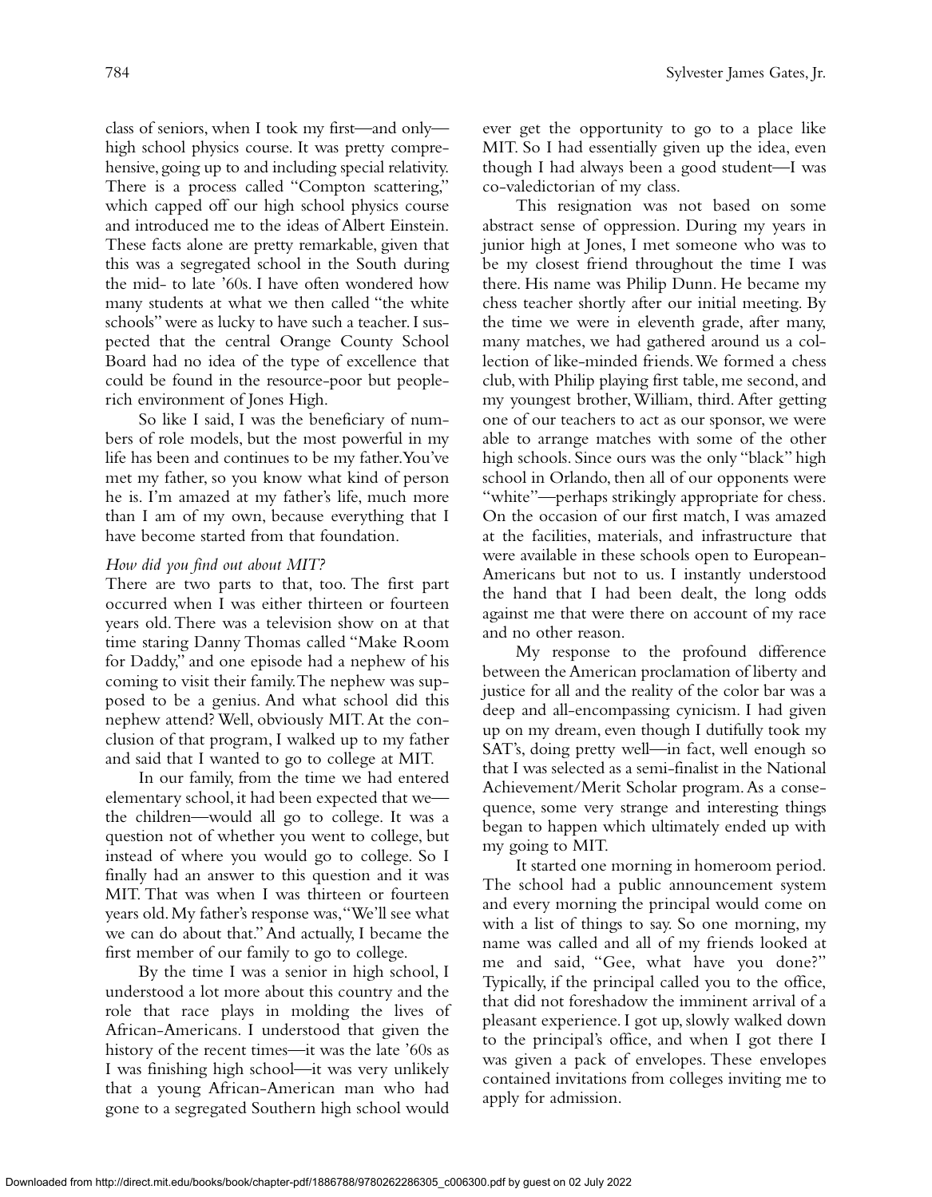class of seniors, when I took my first—and only—high school physics course. It was pretty comprehensive, going up to and including special relativity. There is a process called "Compton scattering," which capped off our high school physics course and introduced me to the ideas of Albert Einstein. These facts alone are pretty remarkable, given that this was a segregated school in the South during the mid- to late '60s. I have often wondered how many students at what we then called "the white schools" were as lucky to have such a teacher. I suspected that the central Orange County School Board had no idea of the type of excellence that could be found in the resource-poor but people-rich environment of Jones High.

So like I said, I was the beneficiary of numbers of role models, but the most powerful in my life has been and continues to be my father. You've met my father, so you know what kind of person he is. I'm amazed at my father's life, much more than I am of my own, because everything that I have become started from that foundation.

*How did you find out about MIT?*

There are two parts to that, too. The first part occurred when I was either thirteen or fourteen years old. There was a television show on at that time staring Danny Thomas called "Make Room for Daddy," and one episode had a nephew of his coming to visit their family. The nephew was supposed to be a genius. And what school did this nephew attend? Well, obviously MIT. At the conclusion of that program, I walked up to my father and said that I wanted to go to college at MIT.

In our family, from the time we had entered elementary school, it had been expected that we—the children—would all go to college. It was a question not of whether you went to college, but instead of where you would go to college. So I finally had an answer to this question and it was MIT. That was when I was thirteen or fourteen years old. My father's response was, "We'll see what we can do about that." And actually, I became the first member of our family to go to college.

By the time I was a senior in high school, I understood a lot more about this country and the role that race plays in molding the lives of African-Americans. I understood that given the history of the recent times—it was the late '60s as I was finishing high school—it was very unlikely that a young African-American man who had gone to a segregated Southern high school would ever get the opportunity to go to a place like MIT. So I had essentially given up the idea, even though I had always been a good student—I was co-valedictorian of my class.

This resignation was not based on some abstract sense of oppression. During my years in junior high at Jones, I met someone who was to be my closest friend throughout the time I was there. His name was Philip Dunn. He became my chess teacher shortly after our initial meeting. By the time we were in eleventh grade, after many, many matches, we had gathered around us a collection of like-minded friends. We formed a chess club, with Philip playing first table, me second, and my youngest brother, William, third. After getting one of our teachers to act as our sponsor, we were able to arrange matches with some of the other high schools. Since ours was the only "black" high school in Orlando, then all of our opponents were "white"—perhaps strikingly appropriate for chess. On the occasion of our first match, I was amazed at the facilities, materials, and infrastructure that were available in these schools open to European-Americans but not to us. I instantly understood the hand that I had been dealt, the long odds against me that were there on account of my race and no other reason.

My response to the profound difference between the American proclamation of liberty and justice for all and the reality of the color bar was a deep and all-encompassing cynicism. I had given up on my dream, even though I dutifully took my SAT's, doing pretty well—in fact, well enough so that I was selected as a semi-finalist in the National Achievement/Merit Scholar program. As a consequence, some very strange and interesting things began to happen which ultimately ended up with my going to MIT.

It started one morning in homeroom period. The school had a public announcement system and every morning the principal would come on with a list of things to say. So one morning, my name was called and all of my friends looked at me and said, "Gee, what have you done?" Typically, if the principal called you to the office, that did not foreshadow the imminent arrival of a pleasant experience. I got up, slowly walked down to the principal's office, and when I got there I was given a pack of envelopes. These envelopes contained invitations from colleges inviting me to apply for admission.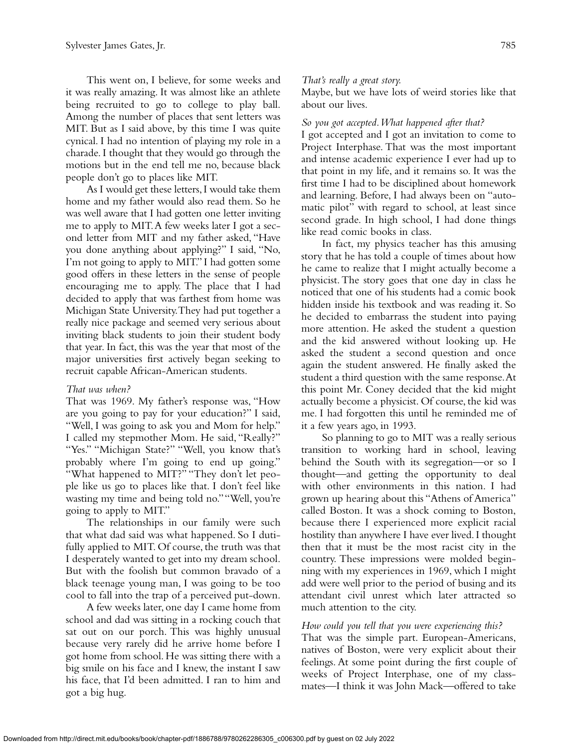This went on, I believe, for some weeks and it was really amazing. It was almost like an athlete being recruited to go to college to play ball. Among the number of places that sent letters was MIT. But as I said above, by this time I was quite cynical. I had no intention of playing my role in a charade. I thought that they would go through the motions but in the end tell me no, because black people don't go to places like MIT.

As I would get these letters, I would take them home and my father would also read them. So he was well aware that I had gotten one letter inviting me to apply to MIT. A few weeks later I got a second letter from MIT and my father asked, "Have you done anything about applying?" I said, "No, I'm not going to apply to MIT." I had gotten some good offers in these letters in the sense of people encouraging me to apply. The place that I had decided to apply that was farthest from home was Michigan State University. They had put together a really nice package and seemed very serious about inviting black students to join their student body that year. In fact, this was the year that most of the major universities first actively began seeking to recruit capable African-American students.

*That was when?*

That was 1969. My father's response was, "How are you going to pay for your education?" I said, "Well, I was going to ask you and Mom for help." I called my stepmother Mom. He said, "Really?" "Yes." "Michigan State?" "Well, you know that's probably where I'm going to end up going." "What happened to MIT?" "They don't let people like us go to places like that. I don't feel like wasting my time and being told no." "Well, you're going to apply to MIT."

The relationships in our family were such that what dad said was what happened. So I dutifully applied to MIT. Of course, the truth was that I desperately wanted to get into my dream school. But with the foolish but common bravado of a black teenage young man, I was going to be too cool to fall into the trap of a perceived put-down.

A few weeks later, one day I came home from school and dad was sitting in a rocking couch that sat out on our porch. This was highly unusual because very rarely did he arrive home before I got home from school. He was sitting there with a big smile on his face and I knew, the instant I saw his face, that I'd been admitted. I ran to him and got a big hug.

*That's really a great story.*

Maybe, but we have lots of weird stories like that about our lives.

*So you got accepted. What happened after that?*

I got accepted and I got an invitation to come to Project Interphase. That was the most important and intense academic experience I ever had up to that point in my life, and it remains so. It was the first time I had to be disciplined about homework and learning. Before, I had always been on "automatic pilot" with regard to school, at least since second grade. In high school, I had done things like read comic books in class.

In fact, my physics teacher has this amusing story that he has told a couple of times about how he came to realize that I might actually become a physicist. The story goes that one day in class he noticed that one of his students had a comic book hidden inside his textbook and was reading it. So he decided to embarrass the student into paying more attention. He asked the student a question and the kid answered without looking up. He asked the student a second question and once again the student answered. He finally asked the student a third question with the same response. At this point Mr. Coney decided that the kid might actually become a physicist. Of course, the kid was me. I had forgotten this until he reminded me of it a few years ago, in 1993.

So planning to go to MIT was a really serious transition to working hard in school, leaving behind the South with its segregation—or so I thought—and getting the opportunity to deal with other environments in this nation. I had grown up hearing about this "Athens of America" called Boston. It was a shock coming to Boston, because there I experienced more explicit racial hostility than anywhere I have ever lived. I thought then that it must be the most racist city in the country. These impressions were molded beginning with my experiences in 1969, which I might add were well prior to the period of busing and its attendant civil unrest which later attracted so much attention to the city.

*How could you tell that you were experiencing this?*

That was the simple part. European-Americans, natives of Boston, were very explicit about their feelings. At some point during the first couple of weeks of Project Interphase, one of my classmates—I think it was John Mack—offered to take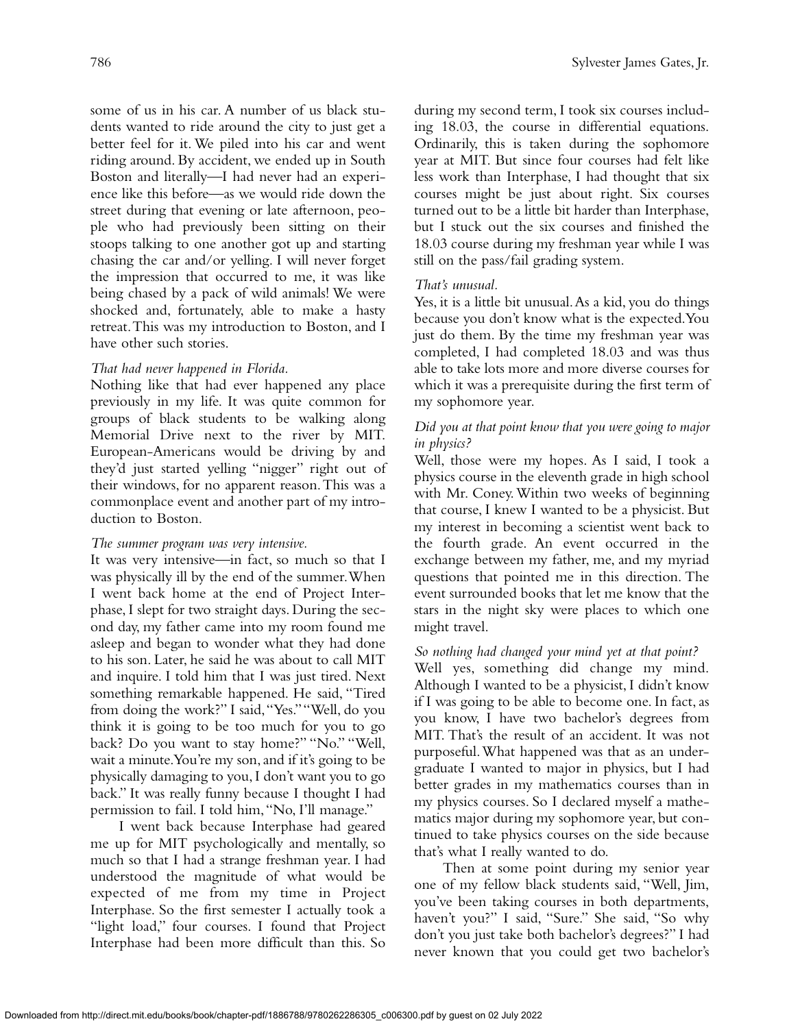some of us in his car. A number of us black students wanted to ride around the city to just get a better feel for it. We piled into his car and went riding around. By accident, we ended up in South Boston and literally—I had never had an experience like this before—as we would ride down the street during that evening or late afternoon, people who had previously been sitting on their stoops talking to one another got up and starting chasing the car and/or yelling. I will never forget the impression that occurred to me, it was like being chased by a pack of wild animals! We were shocked and, fortunately, able to make a hasty retreat. This was my introduction to Boston, and I have other such stories.

*That had never happened in Florida.*

Nothing like that had ever happened any place previously in my life. It was quite common for groups of black students to be walking along Memorial Drive next to the river by MIT. European-Americans would be driving by and they'd just started yelling "nigger" right out of their windows, for no apparent reason. This was a commonplace event and another part of my introduction to Boston.

*The summer program was very intensive.*

It was very intensive—in fact, so much so that I was physically ill by the end of the summer. When I went back home at the end of Project Interphase, I slept for two straight days. During the second day, my father came into my room found me asleep and began to wonder what they had done to his son. Later, he said he was about to call MIT and inquire. I told him that I was just tired. Next something remarkable happened. He said, "Tired from doing the work?" I said, "Yes." "Well, do you think it is going to be too much for you to go back? Do you want to stay home?" "No." "Well, wait a minute. You're my son, and if it's going to be physically damaging to you, I don't want you to go back." It was really funny because I thought I had permission to fail. I told him, "No, I'll manage."

I went back because Interphase had geared me up for MIT psychologically and mentally, so much so that I had a strange freshman year. I had understood the magnitude of what would be expected of me from my time in Project Interphase. So the first semester I actually took a "light load," four courses. I found that Project Interphase had been more difficult than this. So during my second term, I took six courses including 18.03, the course in differential equations. Ordinarily, this is taken during the sophomore year at MIT. But since four courses had felt like less work than Interphase, I had thought that six courses might be just about right. Six courses turned out to be a little bit harder than Interphase, but I stuck out the six courses and finished the 18.03 course during my freshman year while I was still on the pass/fail grading system.

*That's unusual.*

Yes, it is a little bit unusual. As a kid, you do things because you don't know what is the expected. You just do them. By the time my freshman year was completed, I had completed 18.03 and was thus able to take lots more and more diverse courses for which it was a prerequisite during the first term of my sophomore year.

*Did you at that point know that you were going to major in physics?*

Well, those were my hopes. As I said, I took a physics course in the eleventh grade in high school with Mr. Coney. Within two weeks of beginning that course, I knew I wanted to be a physicist. But my interest in becoming a scientist went back to the fourth grade. An event occurred in the exchange between my father, me, and my myriad questions that pointed me in this direction. The event surrounded books that let me know that the stars in the night sky were places to which one might travel.

*So nothing had changed your mind yet at that point?*

Well yes, something did change my mind. Although I wanted to be a physicist, I didn't know if I was going to be able to become one. In fact, as you know, I have two bachelor's degrees from MIT. That's the result of an accident. It was not purposeful. What happened was that as an undergraduate I wanted to major in physics, but I had better grades in my mathematics courses than in my physics courses. So I declared myself a mathematics major during my sophomore year, but continued to take physics courses on the side because that's what I really wanted to do.

Then at some point during my senior year one of my fellow black students said, "Well, Jim, you've been taking courses in both departments, haven't you?" I said, "Sure." She said, "So why don't you just take both bachelor's degrees?" I had never known that you could get two bachelor's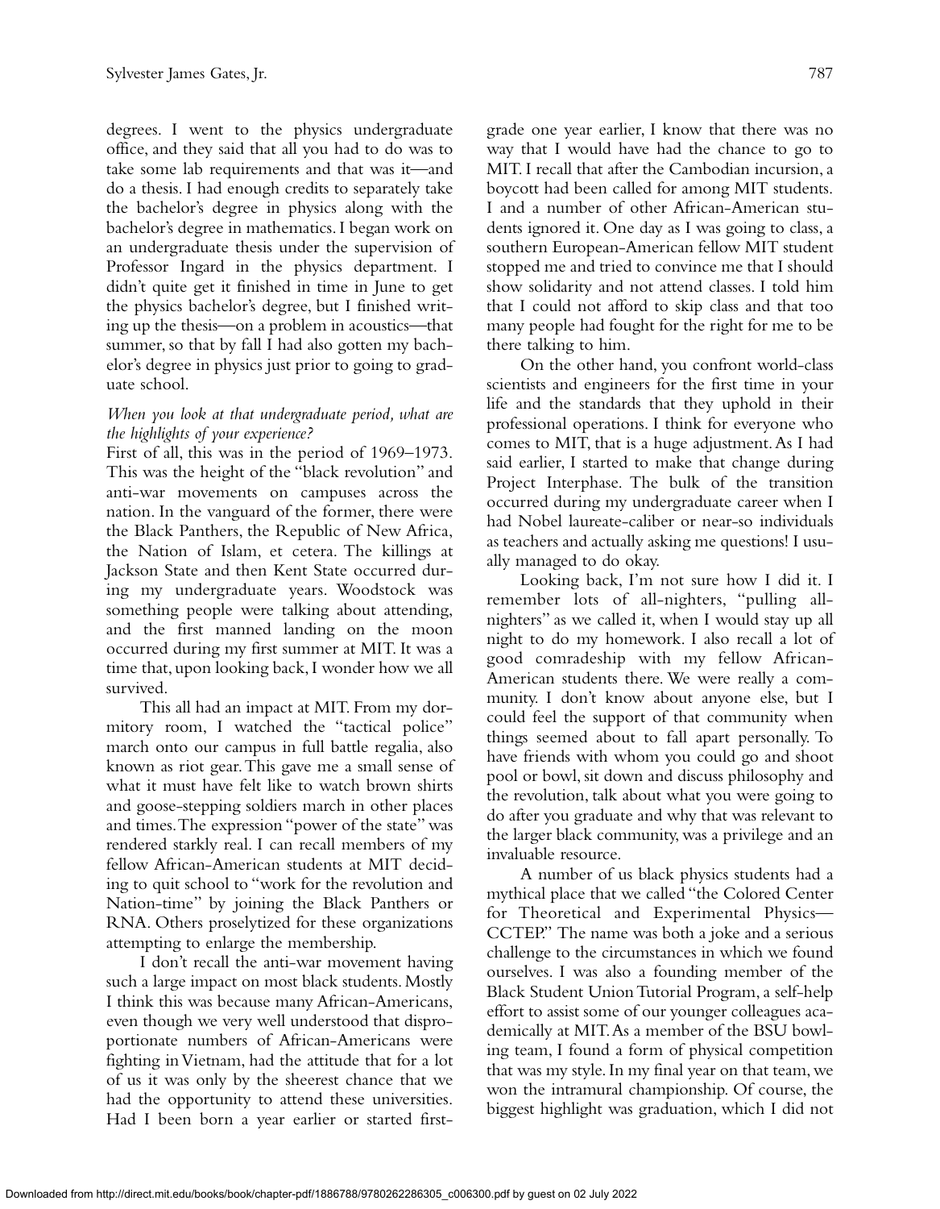degrees. I went to the physics undergraduate office, and they said that all you had to do was to take some lab requirements and that was it—and do a thesis. I had enough credits to separately take the bachelor's degree in physics along with the bachelor's degree in mathematics. I began work on an undergraduate thesis under the supervision of Professor Ingard in the physics department. I didn't quite get it finished in time in June to get the physics bachelor's degree, but I finished writing up the thesis—on a problem in acoustics—that summer, so that by fall I had also gotten my bachelor's degree in physics just prior to going to graduate school.

*When you look at that undergraduate period, what are the highlights of your experience?*

First of all, this was in the period of 1969–1973. This was the height of the "black revolution" and anti-war movements on campuses across the nation. In the vanguard of the former, there were the Black Panthers, the Republic of New Africa, the Nation of Islam, et cetera. The killings at Jackson State and then Kent State occurred during my undergraduate years. Woodstock was something people were talking about attending, and the first manned landing on the moon occurred during my first summer at MIT. It was a time that, upon looking back, I wonder how we all survived.

This all had an impact at MIT. From my dormitory room, I watched the "tactical police" march onto our campus in full battle regalia, also known as riot gear. This gave me a small sense of what it must have felt like to watch brown shirts and goose-stepping soldiers march in other places and times. The expression "power of the state" was rendered starkly real. I can recall members of my fellow African-American students at MIT deciding to quit school to "work for the revolution and Nation-time" by joining the Black Panthers or RNA. Others proselytized for these organizations attempting to enlarge the membership.

I don't recall the anti-war movement having such a large impact on most black students. Mostly I think this was because many African-Americans, even though we very well understood that disproportionate numbers of African-Americans were fighting in Vietnam, had the attitude that for a lot of us it was only by the sheerest chance that we had the opportunity to attend these universities. Had I been born a year earlier or started first-grade one year earlier, I know that there was no way that I would have had the chance to go to MIT. I recall that after the Cambodian incursion, a boycott had been called for among MIT students. I and a number of other African-American students ignored it. One day as I was going to class, a southern European-American fellow MIT student stopped me and tried to convince me that I should show solidarity and not attend classes. I told him that I could not afford to skip class and that too many people had fought for the right for me to be there talking to him.

On the other hand, you confront world-class scientists and engineers for the first time in your life and the standards that they uphold in their professional operations. I think for everyone who comes to MIT, that is a huge adjustment. As I had said earlier, I started to make that change during Project Interphase. The bulk of the transition occurred during my undergraduate career when I had Nobel laureate-caliber or near-so individuals as teachers and actually asking me questions! I usually managed to do okay.

Looking back, I'm not sure how I did it. I remember lots of all-nighters, "pulling all-nighters" as we called it, when I would stay up all night to do my homework. I also recall a lot of good comradeship with my fellow African-American students there. We were really a community. I don't know about anyone else, but I could feel the support of that community when things seemed about to fall apart personally. To have friends with whom you could go and shoot pool or bowl, sit down and discuss philosophy and the revolution, talk about what you were going to do after you graduate and why that was relevant to the larger black community, was a privilege and an invaluable resource.

A number of us black physics students had a mythical place that we called "the Colored Center for Theoretical and Experimental Physics—CCTEP." The name was both a joke and a serious challenge to the circumstances in which we found ourselves. I was also a founding member of the Black Student Union Tutorial Program, a self-help effort to assist some of our younger colleagues academically at MIT. As a member of the BSU bowling team, I found a form of physical competition that was my style. In my final year on that team, we won the intramural championship. Of course, the biggest highlight was graduation, which I did not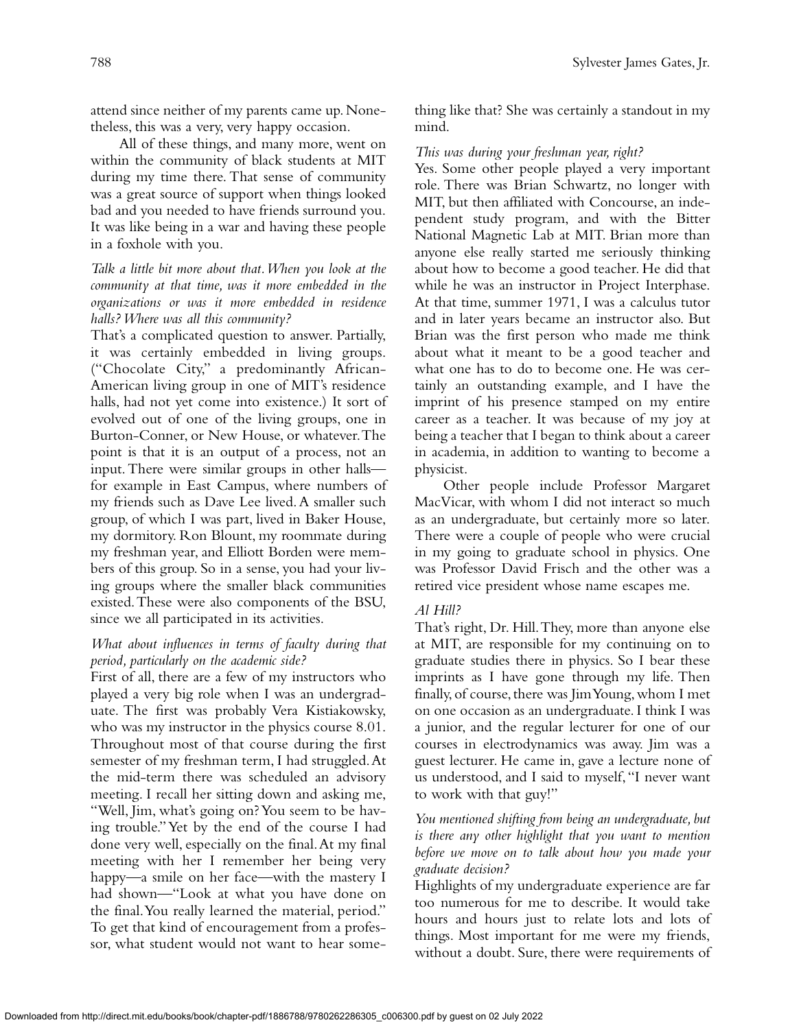attend since neither of my parents came up. Nonetheless, this was a very, very happy occasion.

All of these things, and many more, went on within the community of black students at MIT during my time there. That sense of community was a great source of support when things looked bad and you needed to have friends surround you. It was like being in a war and having these people in a foxhole with you.

*Talk a little bit more about that. When you look at the community at that time, was it more embedded in the organizations or was it more embedded in residence halls? Where was all this community?*

That's a complicated question to answer. Partially, it was certainly embedded in living groups. ("Chocolate City," a predominantly African-American living group in one of MIT's residence halls, had not yet come into existence.) It sort of evolved out of one of the living groups, one in Burton-Conner, or New House, or whatever. The point is that it is an output of a process, not an input. There were similar groups in other halls—for example in East Campus, where numbers of my friends such as Dave Lee lived. A smaller such group, of which I was part, lived in Baker House, my dormitory. Ron Blount, my roommate during my freshman year, and Elliott Borden were members of this group. So in a sense, you had your living groups where the smaller black communities existed. These were also components of the BSU, since we all participated in its activities.

*What about influences in terms of faculty during that period, particularly on the academic side?*

First of all, there are a few of my instructors who played a very big role when I was an undergraduate. The first was probably Vera Kistiakowsky, who was my instructor in the physics course 8.01. Throughout most of that course during the first semester of my freshman term, I had struggled. At the mid-term there was scheduled an advisory meeting. I recall her sitting down and asking me, "Well, Jim, what's going on? You seem to be having trouble." Yet by the end of the course I had done very well, especially on the final. At my final meeting with her I remember her being very happy—a smile on her face—with the mastery I had shown—"Look at what you have done on the final. You really learned the material, period." To get that kind of encouragement from a professor, what student would not want to hear something like that? She was certainly a standout in my mind.

*This was during your freshman year, right?*

Yes. Some other people played a very important role. There was Brian Schwartz, no longer with MIT, but then affiliated with Concourse, an independent study program, and with the Bitter National Magnetic Lab at MIT. Brian more than anyone else really started me seriously thinking about how to become a good teacher. He did that while he was an instructor in Project Interphase. At that time, summer 1971, I was a calculus tutor and in later years became an instructor also. But Brian was the first person who made me think about what it meant to be a good teacher and what one has to do to become one. He was certainly an outstanding example, and I have the imprint of his presence stamped on my entire career as a teacher. It was because of my joy at being a teacher that I began to think about a career in academia, in addition to wanting to become a physicist.

Other people include Professor Margaret MacVicar, with whom I did not interact so much as an undergraduate, but certainly more so later. There were a couple of people who were crucial in my going to graduate school in physics. One was Professor David Frisch and the other was a retired vice president whose name escapes me.

*Al Hill?*

That's right, Dr. Hill. They, more than anyone else at MIT, are responsible for my continuing on to graduate studies there in physics. So I bear these imprints as I have gone through my life. Then finally, of course, there was Jim Young, whom I met on one occasion as an undergraduate. I think I was a junior, and the regular lecturer for one of our courses in electrodynamics was away. Jim was a guest lecturer. He came in, gave a lecture none of us understood, and I said to myself, "I never want to work with that guy!"

*You mentioned shifting from being an undergraduate, but is there any other highlight that you want to mention before we move on to talk about how you made your graduate decision?*

Highlights of my undergraduate experience are far too numerous for me to describe. It would take hours and hours just to relate lots and lots of things. Most important for me were my friends, without a doubt. Sure, there were requirements of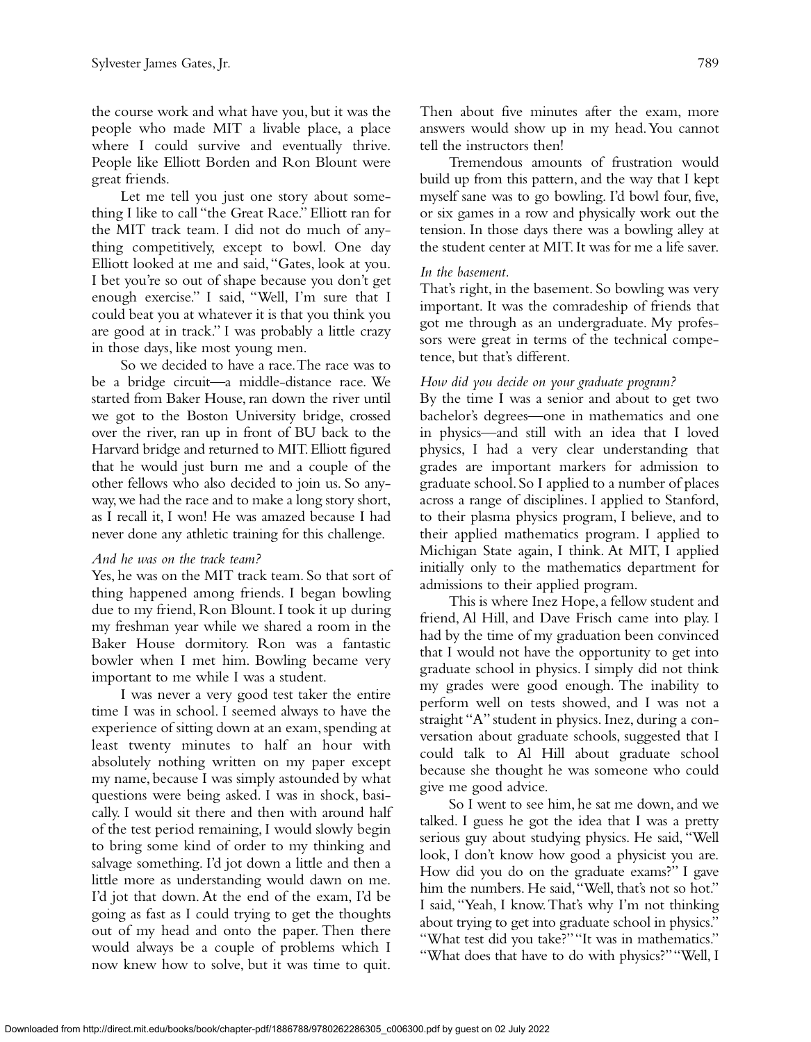the course work and what have you, but it was the people who made MIT a livable place, a place where I could survive and eventually thrive. People like Elliott Borden and Ron Blount were great friends.

Let me tell you just one story about something I like to call "the Great Race." Elliott ran for the MIT track team. I did not do much of anything competitively, except to bowl. One day Elliott looked at me and said, "Gates, look at you. I bet you're so out of shape because you don't get enough exercise." I said, "Well, I'm sure that I could beat you at whatever it is that you think you are good at in track." I was probably a little crazy in those days, like most young men.

So we decided to have a race. The race was to be a bridge circuit—a middle-distance race. We started from Baker House, ran down the river until we got to the Boston University bridge, crossed over the river, ran up in front of BU back to the Harvard bridge and returned to MIT. Elliott figured that he would just burn me and a couple of the other fellows who also decided to join us. So anyway, we had the race and to make a long story short, as I recall it, I won! He was amazed because I had never done any athletic training for this challenge.

*And he was on the track team?*

Yes, he was on the MIT track team. So that sort of thing happened among friends. I began bowling due to my friend, Ron Blount. I took it up during my freshman year while we shared a room in the Baker House dormitory. Ron was a fantastic bowler when I met him. Bowling became very important to me while I was a student.

I was never a very good test taker the entire time I was in school. I seemed always to have the experience of sitting down at an exam, spending at least twenty minutes to half an hour with absolutely nothing written on my paper except my name, because I was simply astounded by what questions were being asked. I was in shock, basically. I would sit there and then with around half of the test period remaining, I would slowly begin to bring some kind of order to my thinking and salvage something. I'd jot down a little and then a little more as understanding would dawn on me. I'd jot that down. At the end of the exam, I'd be going as fast as I could trying to get the thoughts out of my head and onto the paper. Then there would always be a couple of problems which I now knew how to solve, but it was time to quit. Then about five minutes after the exam, more answers would show up in my head. You cannot tell the instructors then!

Tremendous amounts of frustration would build up from this pattern, and the way that I kept myself sane was to go bowling. I'd bowl four, five, or six games in a row and physically work out the tension. In those days there was a bowling alley at the student center at MIT. It was for me a life saver.

*In the basement.*

That's right, in the basement. So bowling was very important. It was the comradeship of friends that got me through as an undergraduate. My professors were great in terms of the technical competence, but that's different.

*How did you decide on your graduate program?*

By the time I was a senior and about to get two bachelor's degrees—one in mathematics and one in physics—and still with an idea that I loved physics, I had a very clear understanding that grades are important markers for admission to graduate school. So I applied to a number of places across a range of disciplines. I applied to Stanford, to their plasma physics program, I believe, and to their applied mathematics program. I applied to Michigan State again, I think. At MIT, I applied initially only to the mathematics department for admissions to their applied program.

This is where Inez Hope, a fellow student and friend, Al Hill, and Dave Frisch came into play. I had by the time of my graduation been convinced that I would not have the opportunity to get into graduate school in physics. I simply did not think my grades were good enough. The inability to perform well on tests showed, and I was not a straight "A" student in physics. Inez, during a conversation about graduate schools, suggested that I could talk to Al Hill about graduate school because she thought he was someone who could give me good advice.

So I went to see him, he sat me down, and we talked. I guess he got the idea that I was a pretty serious guy about studying physics. He said, "Well look, I don't know how good a physicist you are. How did you do on the graduate exams?" I gave him the numbers. He said, "Well, that's not so hot." I said, "Yeah, I know. That's why I'm not thinking about trying to get into graduate school in physics." "What test did you take?" "It was in mathematics." "What does that have to do with physics?" "Well, I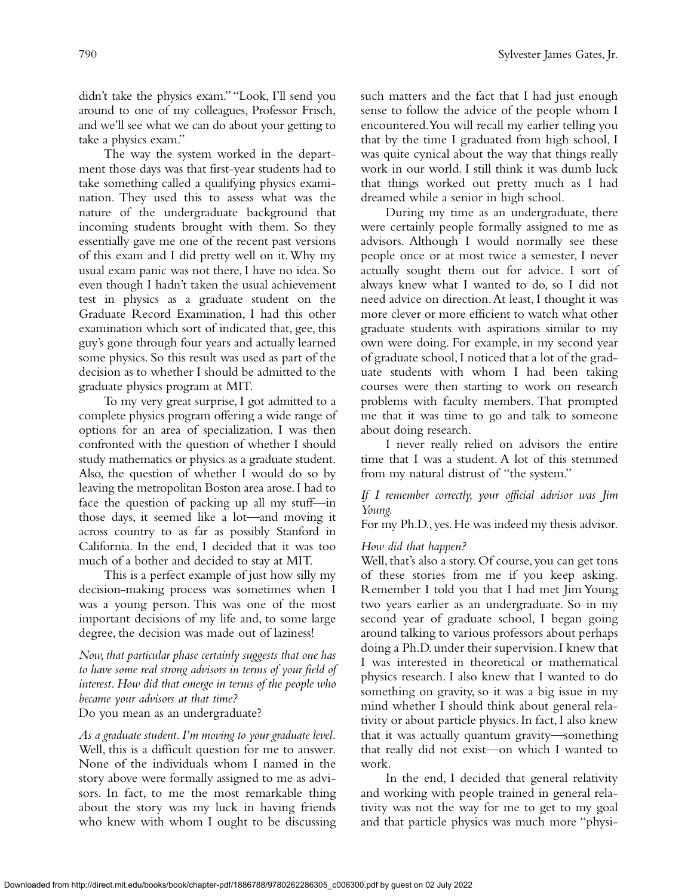didn't take the physics exam." "Look, I'll send you around to one of my colleagues, Professor Frisch, and we'll see what we can do about your getting to take a physics exam."

The way the system worked in the department those days was that first-year students had to take something called a qualifying physics examination. They used this to assess what was the nature of the undergraduate background that incoming students brought with them. So they essentially gave me one of the recent past versions of this exam and I did pretty well on it. Why my usual exam panic was not there, I have no idea. So even though I hadn't taken the usual achievement test in physics as a graduate student on the Graduate Record Examination, I had this other examination which sort of indicated that, gee, this guy's gone through four years and actually learned some physics. So this result was used as part of the decision as to whether I should be admitted to the graduate physics program at MIT.

To my very great surprise, I got admitted to a complete physics program offering a wide range of options for an area of specialization. I was then confronted with the question of whether I should study mathematics or physics as a graduate student. Also, the question of whether I would do so by leaving the metropolitan Boston area arose. I had to face the question of packing up all my stuff—in those days, it seemed like a lot—and moving it across country to as far as possibly Stanford in California. In the end, I decided that it was too much of a bother and decided to stay at MIT.

This is a perfect example of just how silly my decision-making process was sometimes when I was a young person. This was one of the most important decisions of my life and, to some large degree, the decision was made out of laziness!

*Now, that particular phase certainly suggests that one has to have some real strong advisors in terms of your field of interest. How did that emerge in terms of the people who became your advisors at that time?*

Do you mean as an undergraduate?

*As a graduate student. I'm moving to your graduate level.*

Well, this is a difficult question for me to answer. None of the individuals whom I named in the story above were formally assigned to me as advisors. In fact, to me the most remarkable thing about the story was my luck in having friends who knew with whom I ought to be discussing such matters and the fact that I had just enough sense to follow the advice of the people whom I encountered. You will recall my earlier telling you that by the time I graduated from high school, I was quite cynical about the way that things really work in our world. I still think it was dumb luck that things worked out pretty much as I had dreamed while a senior in high school.

During my time as an undergraduate, there were certainly people formally assigned to me as advisors. Although I would normally see these people once or at most twice a semester, I never actually sought them out for advice. I sort of always knew what I wanted to do, so I did not need advice on direction. At least, I thought it was more clever or more efficient to watch what other graduate students with aspirations similar to my own were doing. For example, in my second year of graduate school, I noticed that a lot of the graduate students with whom I had been taking courses were then starting to work on research problems with faculty members. That prompted me that it was time to go and talk to someone about doing research.

I never really relied on advisors the entire time that I was a student. A lot of this stemmed from my natural distrust of "the system."

*If I remember correctly, your official advisor was Jim Young.*

For my Ph.D., yes. He was indeed my thesis advisor.

*How did that happen?*

Well, that's also a story. Of course, you can get tons of these stories from me if you keep asking. Remember I told you that I had met Jim Young two years earlier as an undergraduate. So in my second year of graduate school, I began going around talking to various professors about perhaps doing a Ph.D. under their supervision. I knew that I was interested in theoretical or mathematical physics research. I also knew that I wanted to do something on gravity, so it was a big issue in my mind whether I should think about general relativity or about particle physics. In fact, I also knew that it was actually quantum gravity—something that really did not exist—on which I wanted to work.

In the end, I decided that general relativity and working with people trained in general relativity was not the way for me to get to my goal and that particle physics was much more "physi-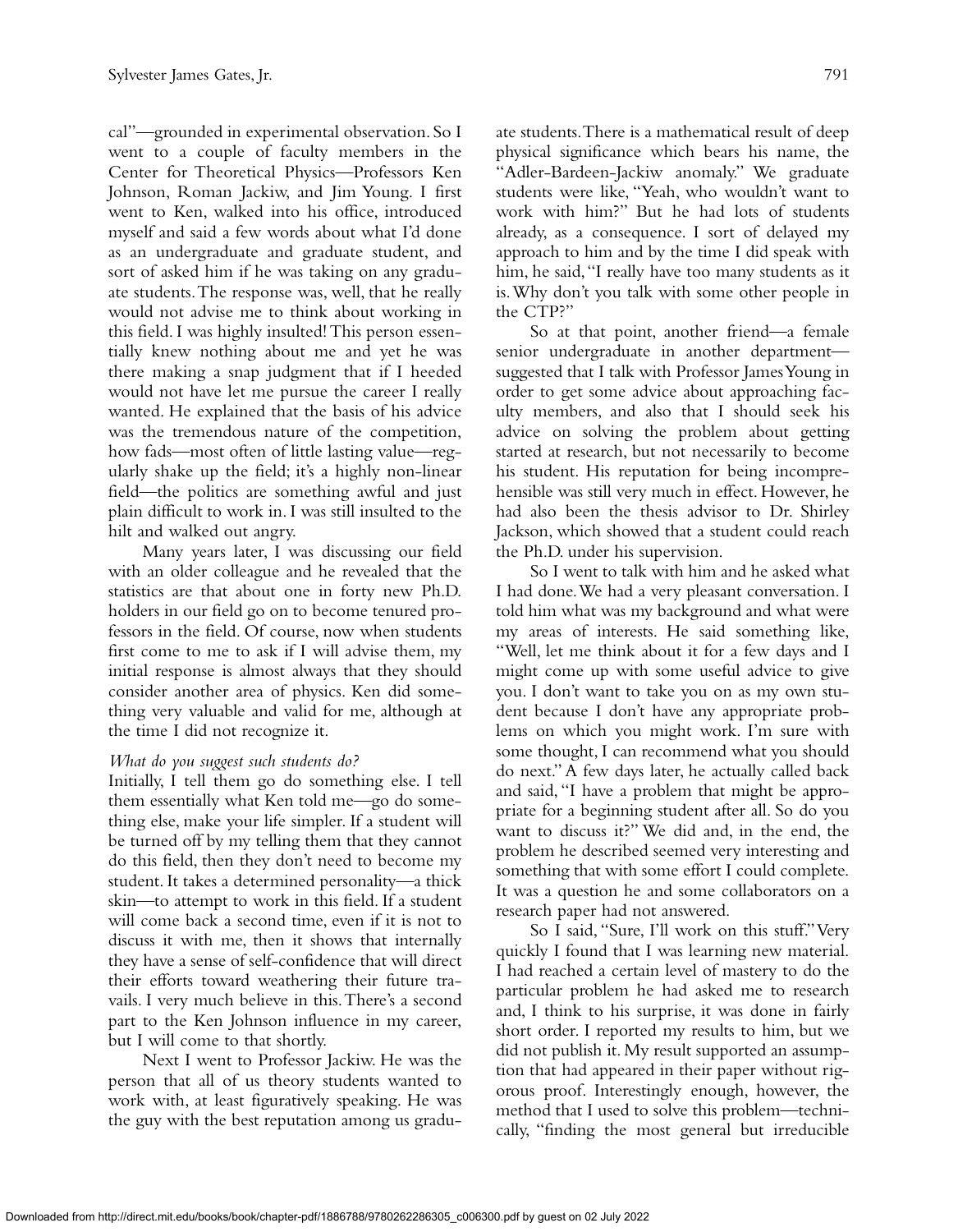cal"—grounded in experimental observation. So I went to a couple of faculty members in the Center for Theoretical Physics—Professors Ken Johnson, Roman Jackiw, and Jim Young. I first went to Ken, walked into his office, introduced myself and said a few words about what I'd done as an undergraduate and graduate student, and sort of asked him if he was taking on any graduate students. The response was, well, that he really would not advise me to think about working in this field. I was highly insulted! This person essentially knew nothing about me and yet he was there making a snap judgment that if I heeded would not have let me pursue the career I really wanted. He explained that the basis of his advice was the tremendous nature of the competition, how fads—most often of little lasting value—regularly shake up the field; it's a highly non-linear field—the politics are something awful and just plain difficult to work in. I was still insulted to the hilt and walked out angry.

Many years later, I was discussing our field with an older colleague and he revealed that the statistics are that about one in forty new Ph.D. holders in our field go on to become tenured professors in the field. Of course, now when students first come to me to ask if I will advise them, my initial response is almost always that they should consider another area of physics. Ken did something very valuable and valid for me, although at the time I did not recognize it.

*What do you suggest such students do?*

Initially, I tell them go do something else. I tell them essentially what Ken told me—go do something else, make your life simpler. If a student will be turned off by my telling them that they cannot do this field, then they don't need to become my student. It takes a determined personality—a thick skin—to attempt to work in this field. If a student will come back a second time, even if it is not to discuss it with me, then it shows that internally they have a sense of self-confidence that will direct their efforts toward weathering their future travails. I very much believe in this. There's a second part to the Ken Johnson influence in my career, but I will come to that shortly.

Next I went to Professor Jackiw. He was the person that all of us theory students wanted to work with, at least figuratively speaking. He was the guy with the best reputation among us graduate students. There is a mathematical result of deep physical significance which bears his name, the "Adler-Bardeen-Jackiw anomaly." We graduate students were like, "Yeah, who wouldn't want to work with him?" But he had lots of students already, as a consequence. I sort of delayed my approach to him and by the time I did speak with him, he said, "I really have too many students as it is. Why don't you talk with some other people in the CTP?"

So at that point, another friend—a female senior undergraduate in another department—suggested that I talk with Professor James Young in order to get some advice about approaching faculty members, and also that I should seek his advice on solving the problem about getting started at research, but not necessarily to become his student. His reputation for being incomprehensible was still very much in effect. However, he had also been the thesis advisor to Dr. Shirley Jackson, which showed that a student could reach the Ph.D. under his supervision.

So I went to talk with him and he asked what I had done. We had a very pleasant conversation. I told him what was my background and what were my areas of interests. He said something like, "Well, let me think about it for a few days and I might come up with some useful advice to give you. I don't want to take you on as my own student because I don't have any appropriate problems on which you might work. I'm sure with some thought, I can recommend what you should do next." A few days later, he actually called back and said, "I have a problem that might be appropriate for a beginning student after all. So do you want to discuss it?" We did and, in the end, the problem he described seemed very interesting and something that with some effort I could complete. It was a question he and some collaborators on a research paper had not answered.

So I said, "Sure, I'll work on this stuff." Very quickly I found that I was learning new material. I had reached a certain level of mastery to do the particular problem he had asked me to research and, I think to his surprise, it was done in fairly short order. I reported my results to him, but we did not publish it. My result supported an assumption that had appeared in their paper without rigorous proof. Interestingly enough, however, the method that I used to solve this problem—technically, "finding the most general but irreducible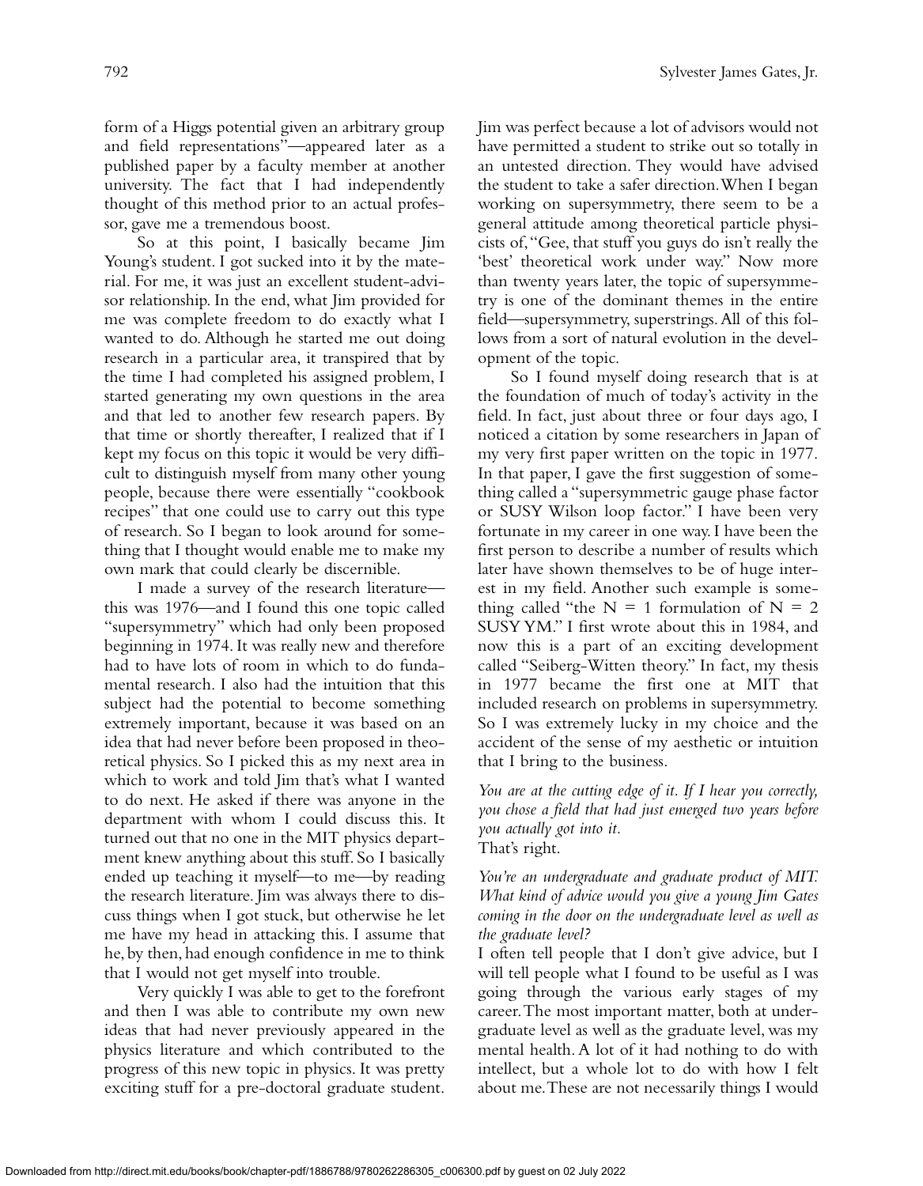form of a Higgs potential given an arbitrary group and field representations"—appeared later as a published paper by a faculty member at another university. The fact that I had independently thought of this method prior to an actual professor, gave me a tremendous boost.

So at this point, I basically became Jim Young's student. I got sucked into it by the material. For me, it was just an excellent student-advisor relationship. In the end, what Jim provided for me was complete freedom to do exactly what I wanted to do. Although he started me out doing research in a particular area, it transpired that by the time I had completed his assigned problem, I started generating my own questions in the area and that led to another few research papers. By that time or shortly thereafter, I realized that if I kept my focus on this topic it would be very difficult to distinguish myself from many other young people, because there were essentially "cookbook recipes" that one could use to carry out this type of research. So I began to look around for something that I thought would enable me to make my own mark that could clearly be discernible.

I made a survey of the research literature—this was 1976—and I found this one topic called "supersymmetry" which had only been proposed beginning in 1974. It was really new and therefore had to have lots of room in which to do fundamental research. I also had the intuition that this subject had the potential to become something extremely important, because it was based on an idea that had never before been proposed in theoretical physics. So I picked this as my next area in which to work and told Jim that's what I wanted to do next. He asked if there was anyone in the department with whom I could discuss this. It turned out that no one in the MIT physics department knew anything about this stuff. So I basically ended up teaching it myself—to me—by reading the research literature. Jim was always there to discuss things when I got stuck, but otherwise he let me have my head in attacking this. I assume that he, by then, had enough confidence in me to think that I would not get myself into trouble.

Very quickly I was able to get to the forefront and then I was able to contribute my own new ideas that had never previously appeared in the physics literature and which contributed to the progress of this new topic in physics. It was pretty exciting stuff for a pre-doctoral graduate student. Jim was perfect because a lot of advisors would not have permitted a student to strike out so totally in an untested direction. They would have advised the student to take a safer direction. When I began working on supersymmetry, there seem to be a general attitude among theoretical particle physicists of, "Gee, that stuff you guys do isn't really the 'best' theoretical work under way." Now more than twenty years later, the topic of supersymmetry is one of the dominant themes in the entire field—supersymmetry, superstrings. All of this follows from a sort of natural evolution in the development of the topic.

So I found myself doing research that is at the foundation of much of today's activity in the field. In fact, just about three or four days ago, I noticed a citation by some researchers in Japan of my very first paper written on the topic in 1977. In that paper, I gave the first suggestion of something called a "supersymmetric gauge phase factor or SUSY Wilson loop factor." I have been very fortunate in my career in one way. I have been the first person to describe a number of results which later have shown themselves to be of huge interest in my field. Another such example is something called "the N = 1 formulation of N = 2 SUSY YM." I first wrote about this in 1984, and now this is a part of an exciting development called "Seiberg-Witten theory." In fact, my thesis in 1977 became the first one at MIT that included research on problems in supersymmetry. So I was extremely lucky in my choice and the accident of the sense of my aesthetic or intuition that I bring to the business.

*You are at the cutting edge of it. If I hear you correctly, you chose a field that had just emerged two years before you actually got into it.*

That's right.

*You're an undergraduate and graduate product of MIT. What kind of advice would you give a young Jim Gates coming in the door on the undergraduate level as well as the graduate level?*

I often tell people that I don't give advice, but I will tell people what I found to be useful as I was going through the various early stages of my career. The most important matter, both at undergraduate level as well as the graduate level, was my mental health. A lot of it had nothing to do with intellect, but a whole lot to do with how I felt about me. These are not necessarily things I would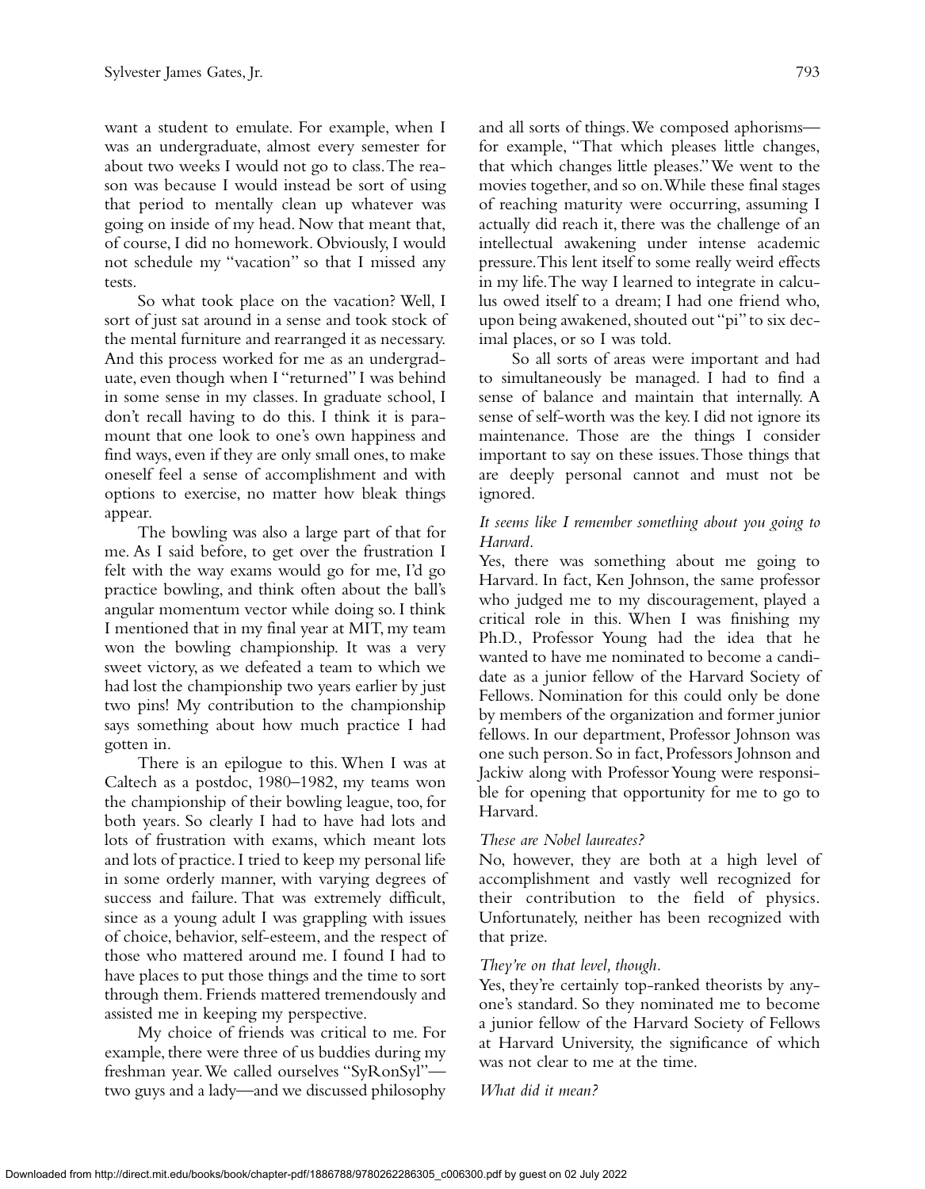want a student to emulate. For example, when I was an undergraduate, almost every semester for about two weeks I would not go to class. The reason was because I would instead be sort of using that period to mentally clean up whatever was going on inside of my head. Now that meant that, of course, I did no homework. Obviously, I would not schedule my "vacation" so that I missed any tests.

So what took place on the vacation? Well, I sort of just sat around in a sense and took stock of the mental furniture and rearranged it as necessary. And this process worked for me as an undergraduate, even though when I "returned" I was behind in some sense in my classes. In graduate school, I don't recall having to do this. I think it is paramount that one look to one's own happiness and find ways, even if they are only small ones, to make oneself feel a sense of accomplishment and with options to exercise, no matter how bleak things appear.

The bowling was also a large part of that for me. As I said before, to get over the frustration I felt with the way exams would go for me, I'd go practice bowling, and think often about the ball's angular momentum vector while doing so. I think I mentioned that in my final year at MIT, my team won the bowling championship. It was a very sweet victory, as we defeated a team to which we had lost the championship two years earlier by just two pins! My contribution to the championship says something about how much practice I had gotten in.

There is an epilogue to this. When I was at Caltech as a postdoc, 1980–1982, my teams won the championship of their bowling league, too, for both years. So clearly I had to have had lots and lots of frustration with exams, which meant lots and lots of practice. I tried to keep my personal life in some orderly manner, with varying degrees of success and failure. That was extremely difficult, since as a young adult I was grappling with issues of choice, behavior, self-esteem, and the respect of those who mattered around me. I found I had to have places to put those things and the time to sort through them. Friends mattered tremendously and assisted me in keeping my perspective.

My choice of friends was critical to me. For example, there were three of us buddies during my freshman year. We called ourselves "SyRonSyl"—two guys and a lady—and we discussed philosophy and all sorts of things. We composed aphorisms—for example, "That which pleases little changes, that which changes little pleases." We went to the movies together, and so on. While these final stages of reaching maturity were occurring, assuming I actually did reach it, there was the challenge of an intellectual awakening under intense academic pressure. This lent itself to some really weird effects in my life. The way I learned to integrate in calculus owed itself to a dream; I had one friend who, upon being awakened, shouted out "pi" to six decimal places, or so I was told.

So all sorts of areas were important and had to simultaneously be managed. I had to find a sense of balance and maintain that internally. A sense of self-worth was the key. I did not ignore its maintenance. Those are the things I consider important to say on these issues. Those things that are deeply personal cannot and must not be ignored.

*It seems like I remember something about you going to Harvard.*

Yes, there was something about me going to Harvard. In fact, Ken Johnson, the same professor who judged me to my discouragement, played a critical role in this. When I was finishing my Ph.D., Professor Young had the idea that he wanted to have me nominated to become a candidate as a junior fellow of the Harvard Society of Fellows. Nomination for this could only be done by members of the organization and former junior fellows. In our department, Professor Johnson was one such person. So in fact, Professors Johnson and Jackiw along with Professor Young were responsible for opening that opportunity for me to go to Harvard.

*These are Nobel laureates?*

No, however, they are both at a high level of accomplishment and vastly well recognized for their contribution to the field of physics. Unfortunately, neither has been recognized with that prize.

*They're on that level, though.*

Yes, they're certainly top-ranked theorists by anyone's standard. So they nominated me to become a junior fellow of the Harvard Society of Fellows at Harvard University, the significance of which was not clear to me at the time.

*What did it mean?*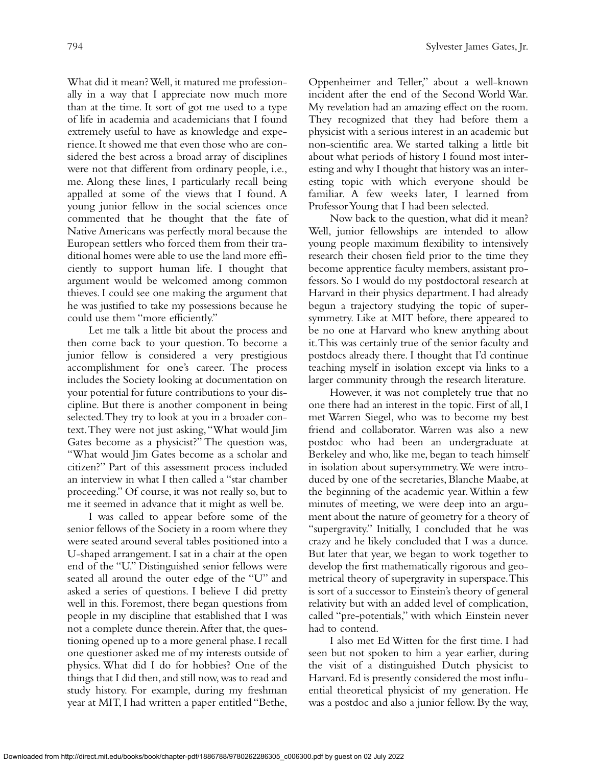What did it mean? Well, it matured me professionally in a way that I appreciate now much more than at the time. It sort of got me used to a type of life in academia and academicians that I found extremely useful to have as knowledge and experience. It showed me that even those who are considered the best across a broad array of disciplines were not that different from ordinary people, i.e., me. Along these lines, I particularly recall being appalled at some of the views that I found. A young junior fellow in the social sciences once commented that he thought that the fate of Native Americans was perfectly moral because the European settlers who forced them from their traditional homes were able to use the land more efficiently to support human life. I thought that argument would be welcomed among common thieves. I could see one making the argument that he was justified to take my possessions because he could use them "more efficiently."

Let me talk a little bit about the process and then come back to your question. To become a junior fellow is considered a very prestigious accomplishment for one's career. The process includes the Society looking at documentation on your potential for future contributions to your discipline. But there is another component in being selected. They try to look at you in a broader context. They were not just asking, "What would Jim Gates become as a physicist?" The question was, "What would Jim Gates become as a scholar and citizen?" Part of this assessment process included an interview in what I then called a "star chamber proceeding." Of course, it was not really so, but to me it seemed in advance that it might as well be.

I was called to appear before some of the senior fellows of the Society in a room where they were seated around several tables positioned into a U-shaped arrangement. I sat in a chair at the open end of the "U." Distinguished senior fellows were seated all around the outer edge of the "U" and asked a series of questions. I believe I did pretty well in this. Foremost, there began questions from people in my discipline that established that I was not a complete dunce therein. After that, the questioning opened up to a more general phase. I recall one questioner asked me of my interests outside of physics. What did I do for hobbies? One of the things that I did then, and still now, was to read and study history. For example, during my freshman year at MIT, I had written a paper entitled "Bethe, Oppenheimer and Teller," about a well-known incident after the end of the Second World War. My revelation had an amazing effect on the room. They recognized that they had before them a physicist with a serious interest in an academic but non-scientific area. We started talking a little bit about what periods of history I found most interesting and why I thought that history was an interesting topic with which everyone should be familiar. A few weeks later, I learned from Professor Young that I had been selected.

Now back to the question, what did it mean? Well, junior fellowships are intended to allow young people maximum flexibility to intensively research their chosen field prior to the time they become apprentice faculty members, assistant professors. So I would do my postdoctoral research at Harvard in their physics department. I had already begun a trajectory studying the topic of supersymmetry. Like at MIT before, there appeared to be no one at Harvard who knew anything about it. This was certainly true of the senior faculty and postdocs already there. I thought that I'd continue teaching myself in isolation except via links to a larger community through the research literature.

However, it was not completely true that no one there had an interest in the topic. First of all, I met Warren Siegel, who was to become my best friend and collaborator. Warren was also a new postdoc who had been an undergraduate at Berkeley and who, like me, began to teach himself in isolation about supersymmetry. We were introduced by one of the secretaries, Blanche Maabe, at the beginning of the academic year. Within a few minutes of meeting, we were deep into an argument about the nature of geometry for a theory of "supergravity." Initially, I concluded that he was crazy and he likely concluded that I was a dunce. But later that year, we began to work together to develop the first mathematically rigorous and geometrical theory of supergravity in superspace. This is sort of a successor to Einstein's theory of general relativity but with an added level of complication, called "pre-potentials," with which Einstein never had to contend.

I also met Ed Witten for the first time. I had seen but not spoken to him a year earlier, during the visit of a distinguished Dutch physicist to Harvard. Ed is presently considered the most influential theoretical physicist of my generation. He was a postdoc and also a junior fellow. By the way,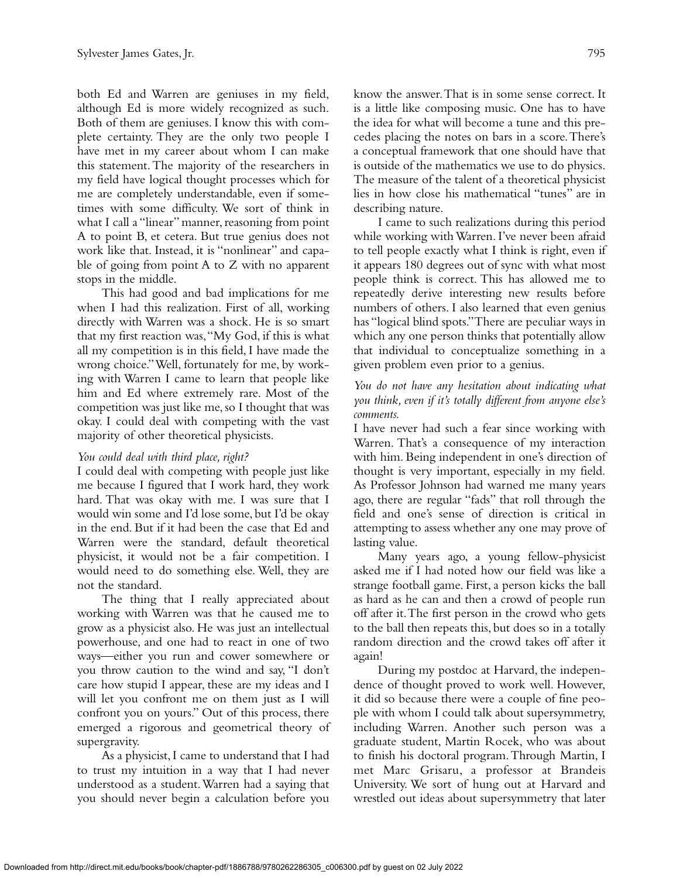both Ed and Warren are geniuses in my field, although Ed is more widely recognized as such. Both of them are geniuses. I know this with complete certainty. They are the only two people I have met in my career about whom I can make this statement. The majority of the researchers in my field have logical thought processes which for me are completely understandable, even if sometimes with some difficulty. We sort of think in what I call a "linear" manner, reasoning from point A to point B, et cetera. But true genius does not work like that. Instead, it is "nonlinear" and capable of going from point A to Z with no apparent stops in the middle.

This had good and bad implications for me when I had this realization. First of all, working directly with Warren was a shock. He is so smart that my first reaction was, "My God, if this is what all my competition is in this field, I have made the wrong choice." Well, fortunately for me, by working with Warren I came to learn that people like him and Ed where extremely rare. Most of the competition was just like me, so I thought that was okay. I could deal with competing with the vast majority of other theoretical physicists.

*You could deal with third place, right?*

I could deal with competing with people just like me because I figured that I work hard, they work hard. That was okay with me. I was sure that I would win some and I'd lose some, but I'd be okay in the end. But if it had been the case that Ed and Warren were the standard, default theoretical physicist, it would not be a fair competition. I would need to do something else. Well, they are not the standard.

The thing that I really appreciated about working with Warren was that he caused me to grow as a physicist also. He was just an intellectual powerhouse, and one had to react in one of two ways—either you run and cower somewhere or you throw caution to the wind and say, "I don't care how stupid I appear, these are my ideas and I will let you confront me on them just as I will confront you on yours." Out of this process, there emerged a rigorous and geometrical theory of supergravity.

As a physicist, I came to understand that I had to trust my intuition in a way that I had never understood as a student. Warren had a saying that you should never begin a calculation before you know the answer. That is in some sense correct. It is a little like composing music. One has to have the idea for what will become a tune and this precedes placing the notes on bars in a score. There's a conceptual framework that one should have that is outside of the mathematics we use to do physics. The measure of the talent of a theoretical physicist lies in how close his mathematical "tunes" are in describing nature.

I came to such realizations during this period while working with Warren. I've never been afraid to tell people exactly what I think is right, even if it appears 180 degrees out of sync with what most people think is correct. This has allowed me to repeatedly derive interesting new results before numbers of others. I also learned that even genius has "logical blind spots." There are peculiar ways in which any one person thinks that potentially allow that individual to conceptualize something in a given problem even prior to a genius.

*You do not have any hesitation about indicating what you think, even if it's totally different from anyone else's comments.*

I have never had such a fear since working with Warren. That's a consequence of my interaction with him. Being independent in one's direction of thought is very important, especially in my field. As Professor Johnson had warned me many years ago, there are regular "fads" that roll through the field and one's sense of direction is critical in attempting to assess whether any one may prove of lasting value.

Many years ago, a young fellow-physicist asked me if I had noted how our field was like a strange football game. First, a person kicks the ball as hard as he can and then a crowd of people run off after it. The first person in the crowd who gets to the ball then repeats this, but does so in a totally random direction and the crowd takes off after it again!

During my postdoc at Harvard, the independence of thought proved to work well. However, it did so because there were a couple of fine people with whom I could talk about supersymmetry, including Warren. Another such person was a graduate student, Martin Rocek, who was about to finish his doctoral program. Through Martin, I met Marc Grisaru, a professor at Brandeis University. We sort of hung out at Harvard and wrestled out ideas about supersymmetry that later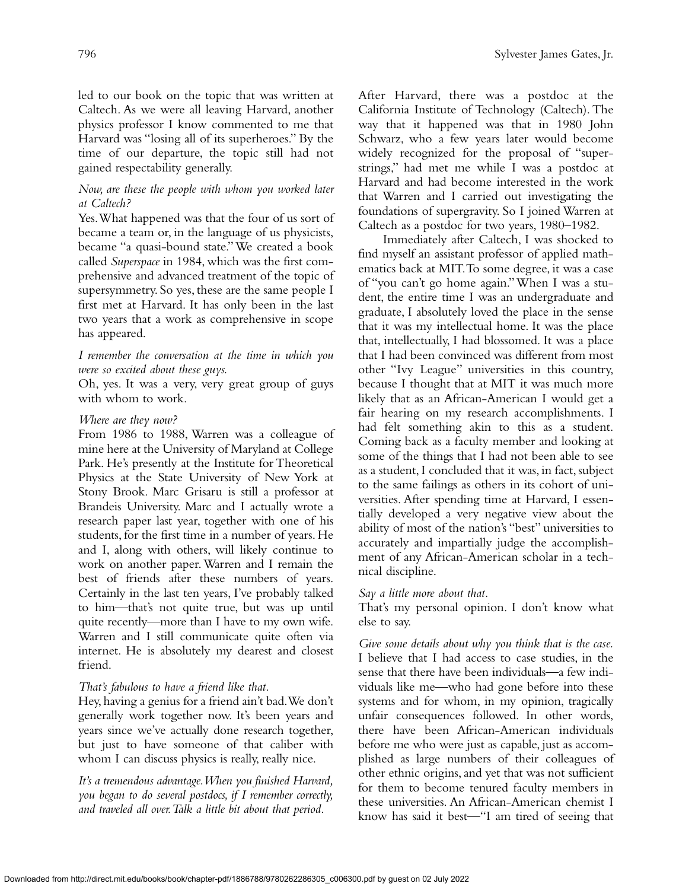led to our book on the topic that was written at Caltech. As we were all leaving Harvard, another physics professor I know commented to me that Harvard was "losing all of its superheroes." By the time of our departure, the topic still had not gained respectability generally.

*Now, are these the people with whom you worked later at Caltech?*

Yes. What happened was that the four of us sort of became a team or, in the language of us physicists, became "a quasi-bound state." We created a book called *Superspace* in 1984, which was the first comprehensive and advanced treatment of the topic of supersymmetry. So yes, these are the same people I first met at Harvard. It has only been in the last two years that a work as comprehensive in scope has appeared.

*I remember the conversation at the time in which you were so excited about these guys.*

Oh, yes. It was a very, very great group of guys with whom to work.

*Where are they now?*

From 1986 to 1988, Warren was a colleague of mine here at the University of Maryland at College Park. He's presently at the Institute for Theoretical Physics at the State University of New York at Stony Brook. Marc Grisaru is still a professor at Brandeis University. Marc and I actually wrote a research paper last year, together with one of his students, for the first time in a number of years. He and I, along with others, will likely continue to work on another paper. Warren and I remain the best of friends after these numbers of years. Certainly in the last ten years, I've probably talked to him—that's not quite true, but was up until quite recently—more than I have to my own wife. Warren and I still communicate quite often via internet. He is absolutely my dearest and closest friend.

*That's fabulous to have a friend like that.*

Hey, having a genius for a friend ain't bad. We don't generally work together now. It's been years and years since we've actually done research together, but just to have someone of that caliber with whom I can discuss physics is really, really nice.

*It's a tremendous advantage. When you finished Harvard, you began to do several postdocs, if I remember correctly, and traveled all over. Talk a little bit about that period.*

After Harvard, there was a postdoc at the California Institute of Technology (Caltech). The way that it happened was that in 1980 John Schwarz, who a few years later would become widely recognized for the proposal of "superstrings," had met me while I was a postdoc at Harvard and had become interested in the work that Warren and I carried out investigating the foundations of supergravity. So I joined Warren at Caltech as a postdoc for two years, 1980–1982.

Immediately after Caltech, I was shocked to find myself an assistant professor of applied mathematics back at MIT. To some degree, it was a case of "you can't go home again." When I was a student, the entire time I was an undergraduate and graduate, I absolutely loved the place in the sense that it was my intellectual home. It was the place that, intellectually, I had blossomed. It was a place that I had been convinced was different from most other "Ivy League" universities in this country, because I thought that at MIT it was much more likely that as an African-American I would get a fair hearing on my research accomplishments. I had felt something akin to this as a student. Coming back as a faculty member and looking at some of the things that I had not been able to see as a student, I concluded that it was, in fact, subject to the same failings as others in its cohort of universities. After spending time at Harvard, I essentially developed a very negative view about the ability of most of the nation's "best" universities to accurately and impartially judge the accomplishment of any African-American scholar in a technical discipline.

*Say a little more about that.*

That's my personal opinion. I don't know what else to say.

*Give some details about why you think that is the case.*

I believe that I had access to case studies, in the sense that there have been individuals—a few individuals like me—who had gone before into these systems and for whom, in my opinion, tragically unfair consequences followed. In other words, there have been African-American individuals before me who were just as capable, just as accomplished as large numbers of their colleagues of other ethnic origins, and yet that was not sufficient for them to become tenured faculty members in these universities. An African-American chemist I know has said it best—"I am tired of seeing that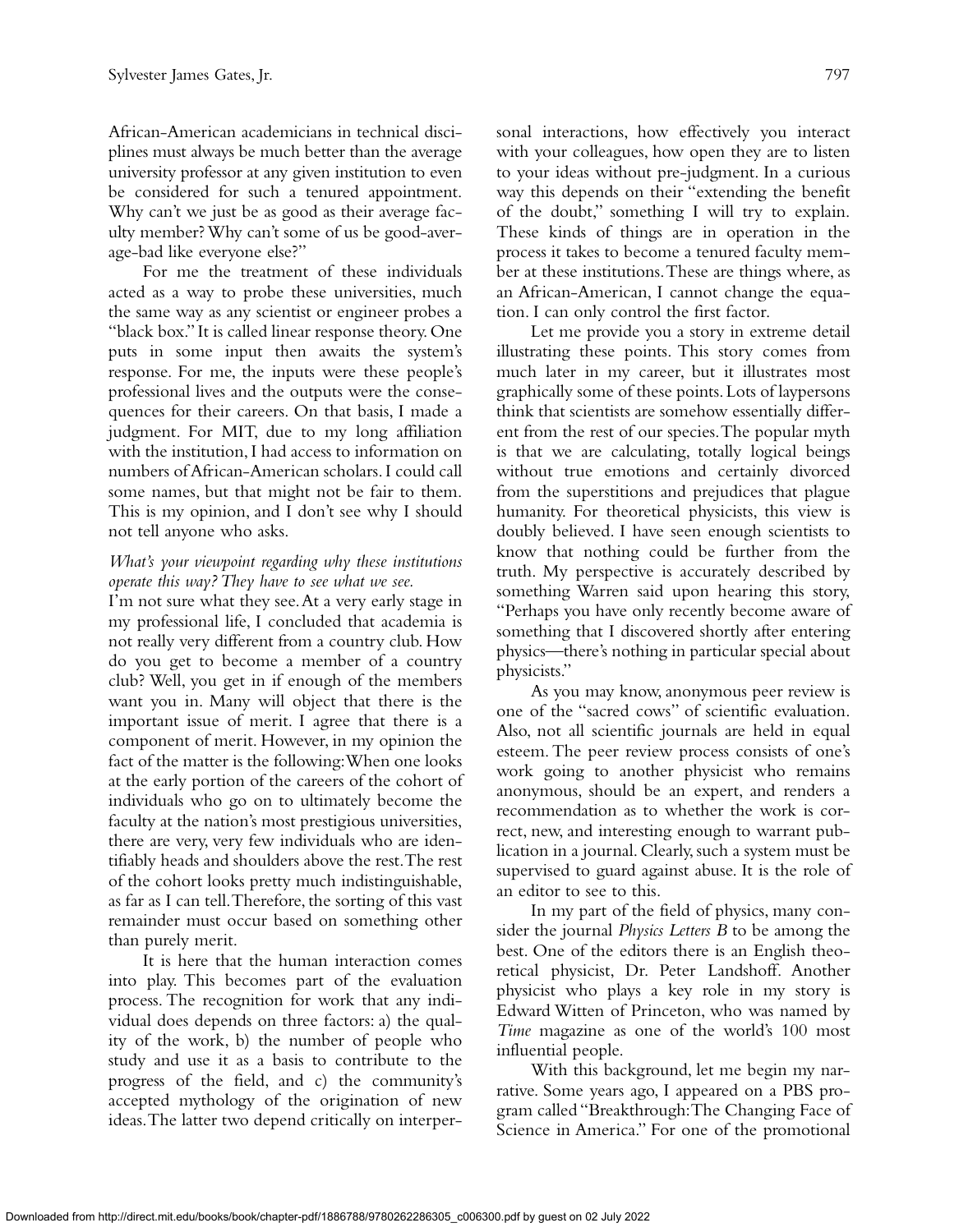African-American academicians in technical disciplines must always be much better than the average university professor at any given institution to even be considered for such a tenured appointment. Why can't we just be as good as their average faculty member? Why can't some of us be good-average-bad like everyone else?"

For me the treatment of these individuals acted as a way to probe these universities, much the same way as any scientist or engineer probes a "black box." It is called linear response theory. One puts in some input then awaits the system's response. For me, the inputs were these people's professional lives and the outputs were the consequences for their careers. On that basis, I made a judgment. For MIT, due to my long affiliation with the institution, I had access to information on numbers of African-American scholars. I could call some names, but that might not be fair to them. This is my opinion, and I don't see why I should not tell anyone who asks.

*What's your viewpoint regarding why these institutions operate this way? They have to see what we see.*

I'm not sure what they see. At a very early stage in my professional life, I concluded that academia is not really very different from a country club. How do you get to become a member of a country club? Well, you get in if enough of the members want you in. Many will object that there is the important issue of merit. I agree that there is a component of merit. However, in my opinion the fact of the matter is the following: When one looks at the early portion of the careers of the cohort of individuals who go on to ultimately become the faculty at the nation's most prestigious universities, there are very, very few individuals who are identifiably heads and shoulders above the rest. The rest of the cohort looks pretty much indistinguishable, as far as I can tell. Therefore, the sorting of this vast remainder must occur based on something other than purely merit.

It is here that the human interaction comes into play. This becomes part of the evaluation process. The recognition for work that any individual does depends on three factors: a) the quality of the work, b) the number of people who study and use it as a basis to contribute to the progress of the field, and c) the community's accepted mythology of the origination of new ideas. The latter two depend critically on interpersonal interactions, how effectively you interact with your colleagues, how open they are to listen to your ideas without pre-judgment. In a curious way this depends on their "extending the benefit of the doubt," something I will try to explain. These kinds of things are in operation in the process it takes to become a tenured faculty member at these institutions. These are things where, as an African-American, I cannot change the equation. I can only control the first factor.

Let me provide you a story in extreme detail illustrating these points. This story comes from much later in my career, but it illustrates most graphically some of these points. Lots of laypersons think that scientists are somehow essentially different from the rest of our species. The popular myth is that we are calculating, totally logical beings without true emotions and certainly divorced from the superstitions and prejudices that plague humanity. For theoretical physicists, this view is doubly believed. I have seen enough scientists to know that nothing could be further from the truth. My perspective is accurately described by something Warren said upon hearing this story, "Perhaps you have only recently become aware of something that I discovered shortly after entering physics—there's nothing in particular special about physicists."

As you may know, anonymous peer review is one of the "sacred cows" of scientific evaluation. Also, not all scientific journals are held in equal esteem. The peer review process consists of one's work going to another physicist who remains anonymous, should be an expert, and renders a recommendation as to whether the work is correct, new, and interesting enough to warrant publication in a journal. Clearly, such a system must be supervised to guard against abuse. It is the role of an editor to see to this.

In my part of the field of physics, many consider the journal *Physics Letters B* to be among the best. One of the editors there is an English theoretical physicist, Dr. Peter Landshoff. Another physicist who plays a key role in my story is Edward Witten of Princeton, who was named by *Time* magazine as one of the world's 100 most influential people.

With this background, let me begin my narrative. Some years ago, I appeared on a PBS program called "Breakthrough: The Changing Face of Science in America." For one of the promotional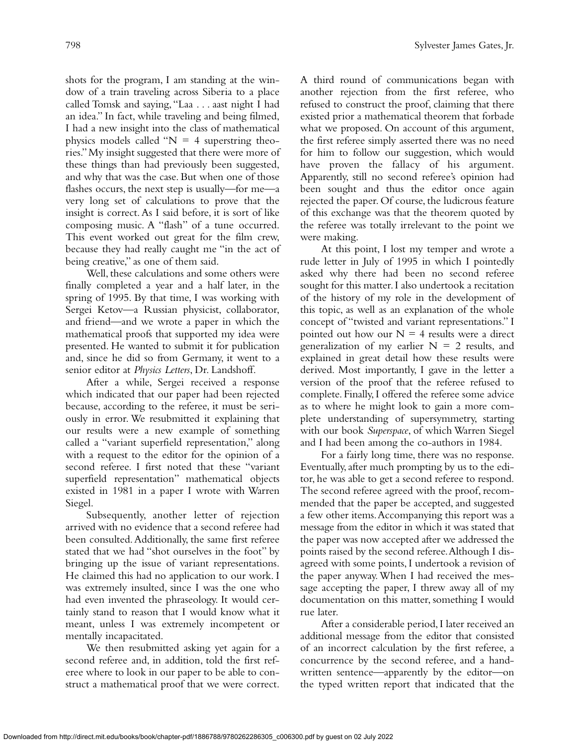shots for the program, I am standing at the window of a train traveling across Siberia to a place called Tomsk and saying, "Laa . . . aast night I had an idea." In fact, while traveling and being filmed, I had a new insight into the class of mathematical physics models called "$N = 4$ superstring theories." My insight suggested that there were more of these things than had previously been suggested, and why that was the case. But when one of those flashes occurs, the next step is usually—for me—a very long set of calculations to prove that the insight is correct. As I said before, it is sort of like composing music. A "flash" of a tune occurred. This event worked out great for the film crew, because they had really caught me "in the act of being creative," as one of them said.

Well, these calculations and some others were finally completed a year and a half later, in the spring of 1995. By that time, I was working with Sergei Ketov—a Russian physicist, collaborator, and friend—and we wrote a paper in which the mathematical proofs that supported my idea were presented. He wanted to submit it for publication and, since he did so from Germany, it went to a senior editor at *Physics Letters*, Dr. Landshoff.

After a while, Sergei received a response which indicated that our paper had been rejected because, according to the referee, it must be seriously in error. We resubmitted it explaining that our results were a new example of something called a "variant superfield representation," along with a request to the editor for the opinion of a second referee. I first noted that these "variant superfield representation" mathematical objects existed in 1981 in a paper I wrote with Warren Siegel.

Subsequently, another letter of rejection arrived with no evidence that a second referee had been consulted. Additionally, the same first referee stated that we had "shot ourselves in the foot" by bringing up the issue of variant representations. He claimed this had no application to our work. I was extremely insulted, since I was the one who had even invented the phraseology. It would certainly stand to reason that I would know what it meant, unless I was extremely incompetent or mentally incapacitated.

We then resubmitted asking yet again for a second referee and, in addition, told the first referee where to look in our paper to be able to construct a mathematical proof that we were correct. A third round of communications began with another rejection from the first referee, who refused to construct the proof, claiming that there existed prior a mathematical theorem that forbade what we proposed. On account of this argument, the first referee simply asserted there was no need for him to follow our suggestion, which would have proven the fallacy of his argument. Apparently, still no second referee's opinion had been sought and thus the editor once again rejected the paper. Of course, the ludicrous feature of this exchange was that the theorem quoted by the referee was totally irrelevant to the point we were making.

At this point, I lost my temper and wrote a rude letter in July of 1995 in which I pointedly asked why there had been no second referee sought for this matter. I also undertook a recitation of the history of my role in the development of this topic, as well as an explanation of the whole concept of "twisted and variant representations." I pointed out how our $N = 4$ results were a direct generalization of my earlier $N = 2$ results, and explained in great detail how these results were derived. Most importantly, I gave in the letter a version of the proof that the referee refused to complete. Finally, I offered the referee some advice as to where he might look to gain a more complete understanding of supersymmetry, starting with our book *Superspace*, of which Warren Siegel and I had been among the co-authors in 1984.

For a fairly long time, there was no response. Eventually, after much prompting by us to the editor, he was able to get a second referee to respond. The second referee agreed with the proof, recommended that the paper be accepted, and suggested a few other items. Accompanying this report was a message from the editor in which it was stated that the paper was now accepted after we addressed the points raised by the second referee. Although I disagreed with some points, I undertook a revision of the paper anyway. When I had received the message accepting the paper, I threw away all of my documentation on this matter, something I would rue later.

After a considerable period, I later received an additional message from the editor that consisted of an incorrect calculation by the first referee, a concurrence by the second referee, and a handwritten sentence—apparently by the editor—on the typed written report that indicated that the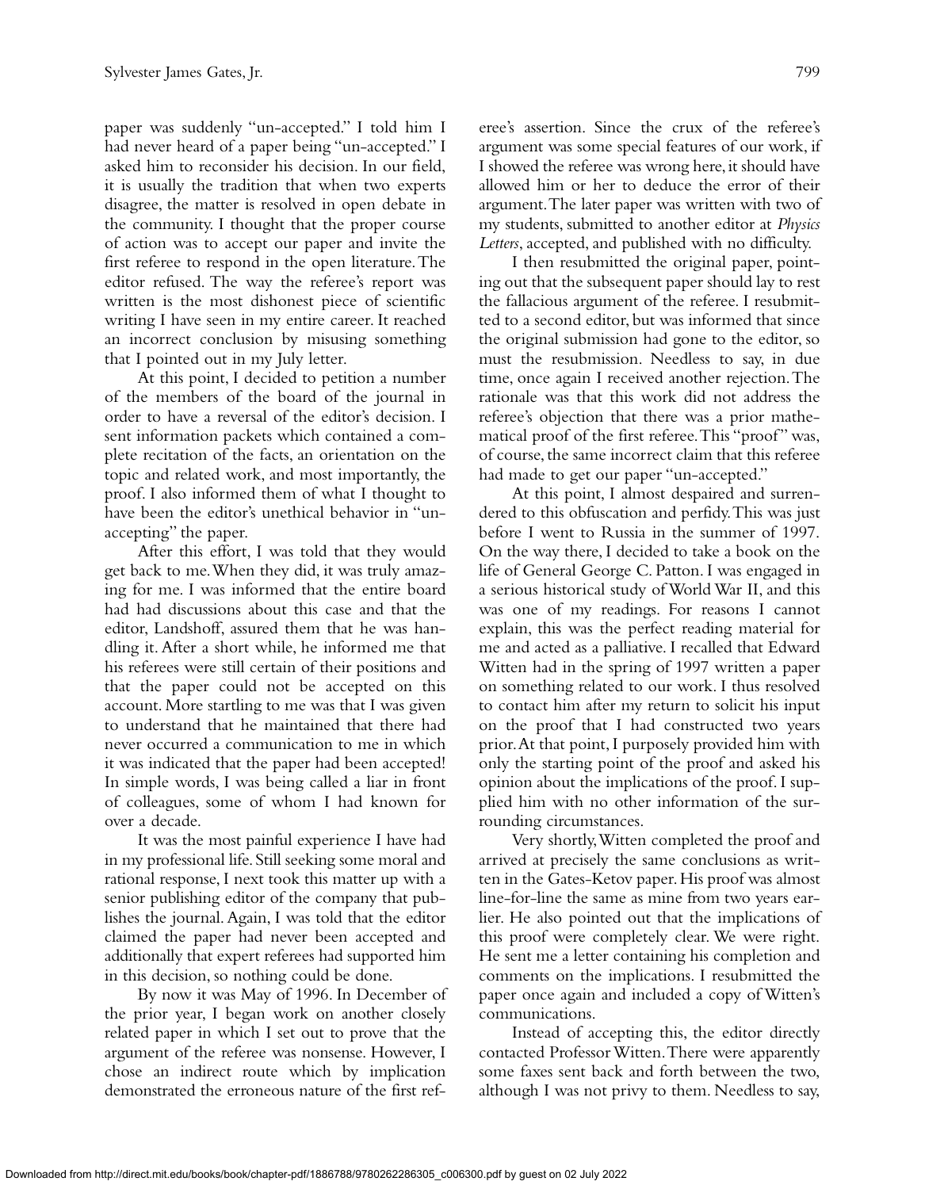paper was suddenly "un-accepted." I told him I had never heard of a paper being "un-accepted." I asked him to reconsider his decision. In our field, it is usually the tradition that when two experts disagree, the matter is resolved in open debate in the community. I thought that the proper course of action was to accept our paper and invite the first referee to respond in the open literature. The editor refused. The way the referee's report was written is the most dishonest piece of scientific writing I have seen in my entire career. It reached an incorrect conclusion by misusing something that I pointed out in my July letter.

At this point, I decided to petition a number of the members of the board of the journal in order to have a reversal of the editor's decision. I sent information packets which contained a complete recitation of the facts, an orientation on the topic and related work, and most importantly, the proof. I also informed them of what I thought to have been the editor's unethical behavior in "un-accepting" the paper.

After this effort, I was told that they would get back to me. When they did, it was truly amazing for me. I was informed that the entire board had had discussions about this case and that the editor, Landshoff, assured them that he was handling it. After a short while, he informed me that his referees were still certain of their positions and that the paper could not be accepted on this account. More startling to me was that I was given to understand that he maintained that there had never occurred a communication to me in which it was indicated that the paper had been accepted! In simple words, I was being called a liar in front of colleagues, some of whom I had known for over a decade.

It was the most painful experience I have had in my professional life. Still seeking some moral and rational response, I next took this matter up with a senior publishing editor of the company that publishes the journal. Again, I was told that the editor claimed the paper had never been accepted and additionally that expert referees had supported him in this decision, so nothing could be done.

By now it was May of 1996. In December of the prior year, I began work on another closely related paper in which I set out to prove that the argument of the referee was nonsense. However, I chose an indirect route which by implication demonstrated the erroneous nature of the first referee's assertion. Since the crux of the referee's argument was some special features of our work, if I showed the referee was wrong here, it should have allowed him or her to deduce the error of their argument. The later paper was written with two of my students, submitted to another editor at *Physics Letters*, accepted, and published with no difficulty.

I then resubmitted the original paper, pointing out that the subsequent paper should lay to rest the fallacious argument of the referee. I resubmitted to a second editor, but was informed that since the original submission had gone to the editor, so must the resubmission. Needless to say, in due time, once again I received another rejection. The rationale was that this work did not address the referee's objection that there was a prior mathematical proof of the first referee. This "proof" was, of course, the same incorrect claim that this referee had made to get our paper "un-accepted."

At this point, I almost despaired and surrendered to this obfuscation and perfidy. This was just before I went to Russia in the summer of 1997. On the way there, I decided to take a book on the life of General George C. Patton. I was engaged in a serious historical study of World War II, and this was one of my readings. For reasons I cannot explain, this was the perfect reading material for me and acted as a palliative. I recalled that Edward Witten had in the spring of 1997 written a paper on something related to our work. I thus resolved to contact him after my return to solicit his input on the proof that I had constructed two years prior. At that point, I purposely provided him with only the starting point of the proof and asked his opinion about the implications of the proof. I supplied him with no other information of the surrounding circumstances.

Very shortly, Witten completed the proof and arrived at precisely the same conclusions as written in the Gates-Ketov paper. His proof was almost line-for-line the same as mine from two years earlier. He also pointed out that the implications of this proof were completely clear. We were right. He sent me a letter containing his completion and comments on the implications. I resubmitted the paper once again and included a copy of Witten's communications.

Instead of accepting this, the editor directly contacted Professor Witten. There were apparently some faxes sent back and forth between the two, although I was not privy to them. Needless to say,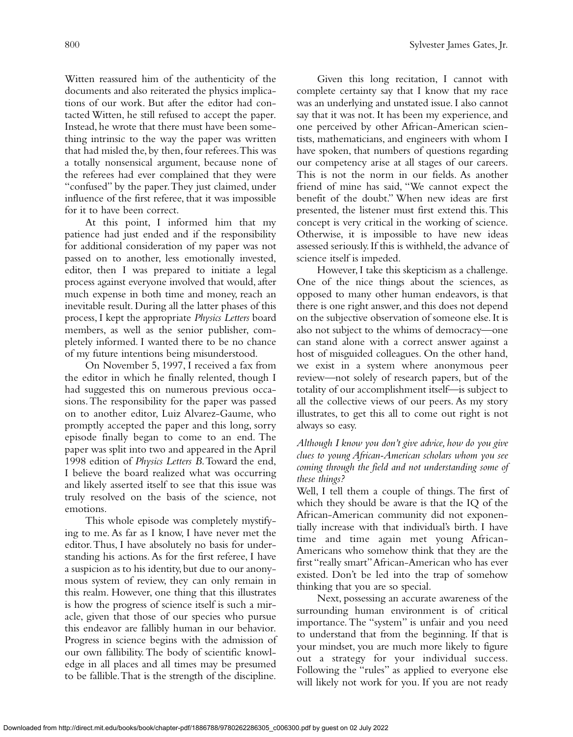Witten reassured him of the authenticity of the documents and also reiterated the physics implications of our work. But after the editor had contacted Witten, he still refused to accept the paper. Instead, he wrote that there must have been something intrinsic to the way the paper was written that had misled the, by then, four referees. This was a totally nonsensical argument, because none of the referees had ever complained that they were "confused" by the paper. They just claimed, under influence of the first referee, that it was impossible for it to have been correct.

At this point, I informed him that my patience had just ended and if the responsibility for additional consideration of my paper was not passed on to another, less emotionally invested, editor, then I was prepared to initiate a legal process against everyone involved that would, after much expense in both time and money, reach an inevitable result. During all the latter phases of this process, I kept the appropriate *Physics Letters* board members, as well as the senior publisher, completely informed. I wanted there to be no chance of my future intentions being misunderstood.

On November 5, 1997, I received a fax from the editor in which he finally relented, though I had suggested this on numerous previous occasions. The responsibility for the paper was passed on to another editor, Luiz Alvarez-Gaume, who promptly accepted the paper and this long, sorry episode finally began to come to an end. The paper was split into two and appeared in the April 1998 edition of *Physics Letters B.* Toward the end, I believe the board realized what was occurring and likely asserted itself to see that this issue was truly resolved on the basis of the science, not emotions.

This whole episode was completely mystifying to me. As far as I know, I have never met the editor. Thus, I have absolutely no basis for understanding his actions. As for the first referee, I have a suspicion as to his identity, but due to our anonymous system of review, they can only remain in this realm. However, one thing that this illustrates is how the progress of science itself is such a miracle, given that those of our species who pursue this endeavor are fallibly human in our behavior. Progress in science begins with the admission of our own fallibility. The body of scientific knowledge in all places and all times may be presumed to be fallible. That is the strength of the discipline.

Given this long recitation, I cannot with complete certainty say that I know that my race was an underlying and unstated issue. I also cannot say that it was not. It has been my experience, and one perceived by other African-American scientists, mathematicians, and engineers with whom I have spoken, that numbers of questions regarding our competency arise at all stages of our careers. This is not the norm in our fields. As another friend of mine has said, "We cannot expect the benefit of the doubt." When new ideas are first presented, the listener must first extend this. This concept is very critical in the working of science. Otherwise, it is impossible to have new ideas assessed seriously. If this is withheld, the advance of science itself is impeded.

However, I take this skepticism as a challenge. One of the nice things about the sciences, as opposed to many other human endeavors, is that there is one right answer, and this does not depend on the subjective observation of someone else. It is also not subject to the whims of democracy—one can stand alone with a correct answer against a host of misguided colleagues. On the other hand, we exist in a system where anonymous peer review—not solely of research papers, but of the totality of our accomplishment itself—is subject to all the collective views of our peers. As my story illustrates, to get this all to come out right is not always so easy.

*Although I know you don't give advice, how do you give clues to young African-American scholars whom you see coming through the field and not understanding some of these things?*

Well, I tell them a couple of things. The first of which they should be aware is that the IQ of the African-American community did not exponentially increase with that individual's birth. I have time and time again met young African-Americans who somehow think that they are the first "really smart" African-American who has ever existed. Don't be led into the trap of somehow thinking that you are so special.

Next, possessing an accurate awareness of the surrounding human environment is of critical importance. The "system" is unfair and you need to understand that from the beginning. If that is your mindset, you are much more likely to figure out a strategy for your individual success. Following the "rules" as applied to everyone else will likely not work for you. If you are not ready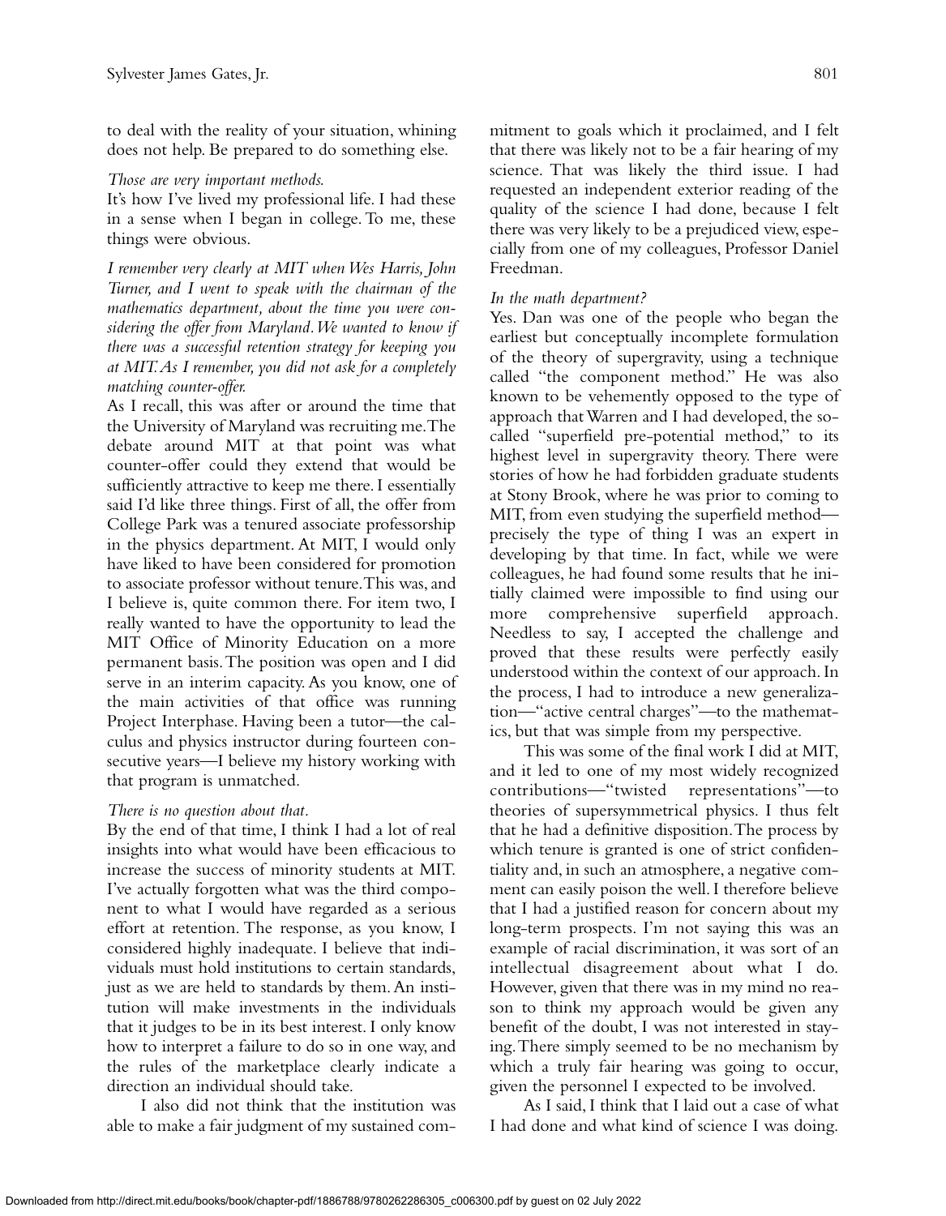to deal with the reality of your situation, whining does not help. Be prepared to do something else.

*Those are very important methods.*

It's how I've lived my professional life. I had these in a sense when I began in college. To me, these things were obvious.

*I remember very clearly at MIT when Wes Harris, John Turner, and I went to speak with the chairman of the mathematics department, about the time you were considering the offer from Maryland. We wanted to know if there was a successful retention strategy for keeping you at MIT. As I remember, you did not ask for a completely matching counter-offer.*

As I recall, this was after or around the time that the University of Maryland was recruiting me. The debate around MIT at that point was what counter-offer could they extend that would be sufficiently attractive to keep me there. I essentially said I'd like three things. First of all, the offer from College Park was a tenured associate professorship in the physics department. At MIT, I would only have liked to have been considered for promotion to associate professor without tenure. This was, and I believe is, quite common there. For item two, I really wanted to have the opportunity to lead the MIT Office of Minority Education on a more permanent basis. The position was open and I did serve in an interim capacity. As you know, one of the main activities of that office was running Project Interphase. Having been a tutor—the calculus and physics instructor during fourteen consecutive years—I believe my history working with that program is unmatched.

*There is no question about that.*

By the end of that time, I think I had a lot of real insights into what would have been efficacious to increase the success of minority students at MIT. I've actually forgotten what was the third component to what I would have regarded as a serious effort at retention. The response, as you know, I considered highly inadequate. I believe that individuals must hold institutions to certain standards, just as we are held to standards by them. An institution will make investments in the individuals that it judges to be in its best interest. I only know how to interpret a failure to do so in one way, and the rules of the marketplace clearly indicate a direction an individual should take.

I also did not think that the institution was able to make a fair judgment of my sustained commitment to goals which it proclaimed, and I felt that there was likely not to be a fair hearing of my science. That was likely the third issue. I had requested an independent exterior reading of the quality of the science I had done, because I felt there was very likely to be a prejudiced view, especially from one of my colleagues, Professor Daniel Freedman.

*In the math department?*

Yes. Dan was one of the people who began the earliest but conceptually incomplete formulation of the theory of supergravity, using a technique called "the component method." He was also known to be vehemently opposed to the type of approach that Warren and I had developed, the so-called "superfield pre-potential method," to its highest level in supergravity theory. There were stories of how he had forbidden graduate students at Stony Brook, where he was prior to coming to MIT, from even studying the superfield method—precisely the type of thing I was an expert in developing by that time. In fact, while we were colleagues, he had found some results that he initially claimed were impossible to find using our more comprehensive superfield approach. Needless to say, I accepted the challenge and proved that these results were perfectly easily understood within the context of our approach. In the process, I had to introduce a new generalization—"active central charges"—to the mathematics, but that was simple from my perspective.

This was some of the final work I did at MIT, and it led to one of my most widely recognized contributions—"twisted representations"—to theories of supersymmetrical physics. I thus felt that he had a definitive disposition. The process by which tenure is granted is one of strict confidentiality and, in such an atmosphere, a negative comment can easily poison the well. I therefore believe that I had a justified reason for concern about my long-term prospects. I'm not saying this was an example of racial discrimination, it was sort of an intellectual disagreement about what I do. However, given that there was in my mind no reason to think my approach would be given any benefit of the doubt, I was not interested in staying. There simply seemed to be no mechanism by which a truly fair hearing was going to occur, given the personnel I expected to be involved.

As I said, I think that I laid out a case of what I had done and what kind of science I was doing.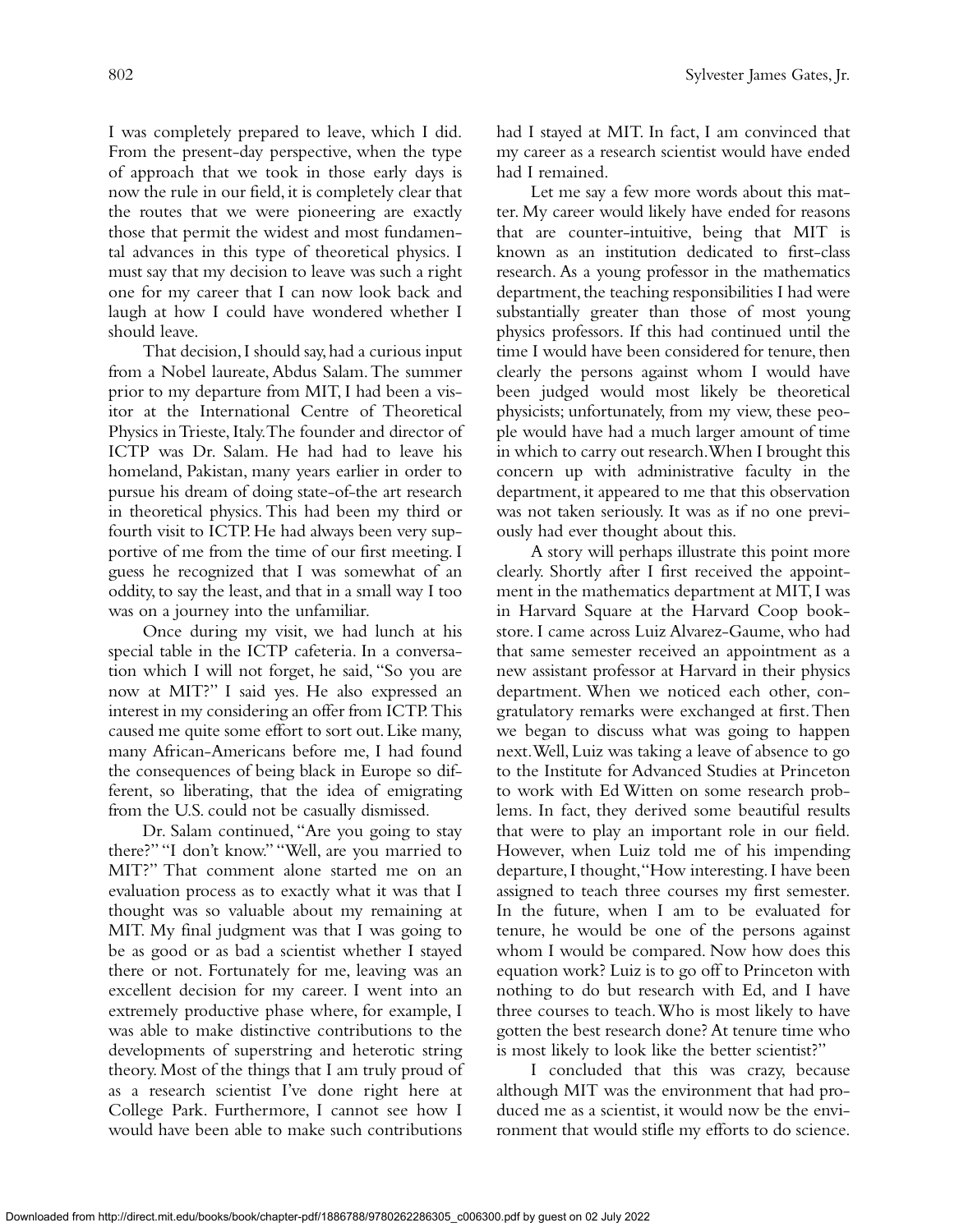I was completely prepared to leave, which I did. From the present-day perspective, when the type of approach that we took in those early days is now the rule in our field, it is completely clear that the routes that we were pioneering are exactly those that permit the widest and most fundamental advances in this type of theoretical physics. I must say that my decision to leave was such a right one for my career that I can now look back and laugh at how I could have wondered whether I should leave.

That decision, I should say, had a curious input from a Nobel laureate, Abdus Salam. The summer prior to my departure from MIT, I had been a visitor at the International Centre of Theoretical Physics in Trieste, Italy. The founder and director of ICTP was Dr. Salam. He had had to leave his homeland, Pakistan, many years earlier in order to pursue his dream of doing state-of-the art research in theoretical physics. This had been my third or fourth visit to ICTP. He had always been very supportive of me from the time of our first meeting. I guess he recognized that I was somewhat of an oddity, to say the least, and that in a small way I too was on a journey into the unfamiliar.

Once during my visit, we had lunch at his special table in the ICTP cafeteria. In a conversation which I will not forget, he said, "So you are now at MIT?" I said yes. He also expressed an interest in my considering an offer from ICTP. This caused me quite some effort to sort out. Like many, many African-Americans before me, I had found the consequences of being black in Europe so different, so liberating, that the idea of emigrating from the U.S. could not be casually dismissed.

Dr. Salam continued, "Are you going to stay there?" "I don't know." "Well, are you married to MIT?" That comment alone started me on an evaluation process as to exactly what it was that I thought was so valuable about my remaining at MIT. My final judgment was that I was going to be as good or as bad a scientist whether I stayed there or not. Fortunately for me, leaving was an excellent decision for my career. I went into an extremely productive phase where, for example, I was able to make distinctive contributions to the developments of superstring and heterotic string theory. Most of the things that I am truly proud of as a research scientist I've done right here at College Park. Furthermore, I cannot see how I would have been able to make such contributions had I stayed at MIT. In fact, I am convinced that my career as a research scientist would have ended had I remained.

Let me say a few more words about this matter. My career would likely have ended for reasons that are counter-intuitive, being that MIT is known as an institution dedicated to first-class research. As a young professor in the mathematics department, the teaching responsibilities I had were substantially greater than those of most young physics professors. If this had continued until the time I would have been considered for tenure, then clearly the persons against whom I would have been judged would most likely be theoretical physicists; unfortunately, from my view, these people would have had a much larger amount of time in which to carry out research. When I brought this concern up with administrative faculty in the department, it appeared to me that this observation was not taken seriously. It was as if no one previously had ever thought about this.

A story will perhaps illustrate this point more clearly. Shortly after I first received the appointment in the mathematics department at MIT, I was in Harvard Square at the Harvard Coop bookstore. I came across Luiz Alvarez-Gaume, who had that same semester received an appointment as a new assistant professor at Harvard in their physics department. When we noticed each other, congratulatory remarks were exchanged at first. Then we began to discuss what was going to happen next. Well, Luiz was taking a leave of absence to go to the Institute for Advanced Studies at Princeton to work with Ed Witten on some research problems. In fact, they derived some beautiful results that were to play an important role in our field. However, when Luiz told me of his impending departure, I thought, "How interesting. I have been assigned to teach three courses my first semester. In the future, when I am to be evaluated for tenure, he would be one of the persons against whom I would be compared. Now how does this equation work? Luiz is to go off to Princeton with nothing to do but research with Ed, and I have three courses to teach. Who is most likely to have gotten the best research done? At tenure time who is most likely to look like the better scientist?"

I concluded that this was crazy, because although MIT was the environment that had produced me as a scientist, it would now be the environment that would stifle my efforts to do science.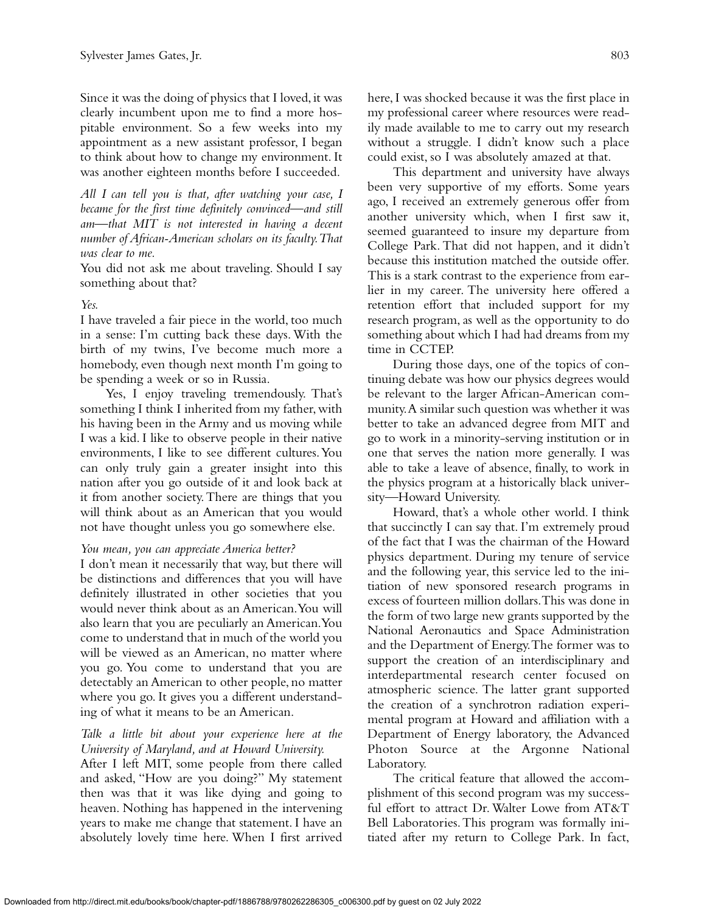Since it was the doing of physics that I loved, it was clearly incumbent upon me to find a more hospitable environment. So a few weeks into my appointment as a new assistant professor, I began to think about how to change my environment. It was another eighteen months before I succeeded.

*All I can tell you is that, after watching your case, I became for the first time definitely convinced—and still am—that MIT is not interested in having a decent number of African-American scholars on its faculty. That was clear to me.*

You did not ask me about traveling. Should I say something about that?

*Yes.*

I have traveled a fair piece in the world, too much in a sense: I'm cutting back these days. With the birth of my twins, I've become much more a homebody, even though next month I'm going to be spending a week or so in Russia.

Yes, I enjoy traveling tremendously. That's something I think I inherited from my father, with his having been in the Army and us moving while I was a kid. I like to observe people in their native environments, I like to see different cultures. You can only truly gain a greater insight into this nation after you go outside of it and look back at it from another society. There are things that you will think about as an American that you would not have thought unless you go somewhere else.

*You mean, you can appreciate America better?*

I don't mean it necessarily that way, but there will be distinctions and differences that you will have definitely illustrated in other societies that you would never think about as an American. You will also learn that you are peculiarly an American. You come to understand that in much of the world you will be viewed as an American, no matter where you go. You come to understand that you are detectably an American to other people, no matter where you go. It gives you a different understanding of what it means to be an American.

*Talk a little bit about your experience here at the University of Maryland, and at Howard University.*

After I left MIT, some people from there called and asked, "How are you doing?" My statement then was that it was like dying and going to heaven. Nothing has happened in the intervening years to make me change that statement. I have an absolutely lovely time here. When I first arrived here, I was shocked because it was the first place in my professional career where resources were readily made available to me to carry out my research without a struggle. I didn't know such a place could exist, so I was absolutely amazed at that.

This department and university have always been very supportive of my efforts. Some years ago, I received an extremely generous offer from another university which, when I first saw it, seemed guaranteed to insure my departure from College Park. That did not happen, and it didn't because this institution matched the outside offer. This is a stark contrast to the experience from earlier in my career. The university here offered a retention effort that included support for my research program, as well as the opportunity to do something about which I had had dreams from my time in CCTEP.

During those days, one of the topics of continuing debate was how our physics degrees would be relevant to the larger African-American community. A similar such question was whether it was better to take an advanced degree from MIT and go to work in a minority-serving institution or in one that serves the nation more generally. I was able to take a leave of absence, finally, to work in the physics program at a historically black university—Howard University.

Howard, that's a whole other world. I think that succinctly I can say that. I'm extremely proud of the fact that I was the chairman of the Howard physics department. During my tenure of service and the following year, this service led to the initiation of new sponsored research programs in excess of fourteen million dollars. This was done in the form of two large new grants supported by the National Aeronautics and Space Administration and the Department of Energy. The former was to support the creation of an interdisciplinary and interdepartmental research center focused on atmospheric science. The latter grant supported the creation of a synchrotron radiation experimental program at Howard and affiliation with a Department of Energy laboratory, the Advanced Photon Source at the Argonne National Laboratory.

The critical feature that allowed the accomplishment of this second program was my successful effort to attract Dr. Walter Lowe from AT&T Bell Laboratories. This program was formally initiated after my return to College Park. In fact,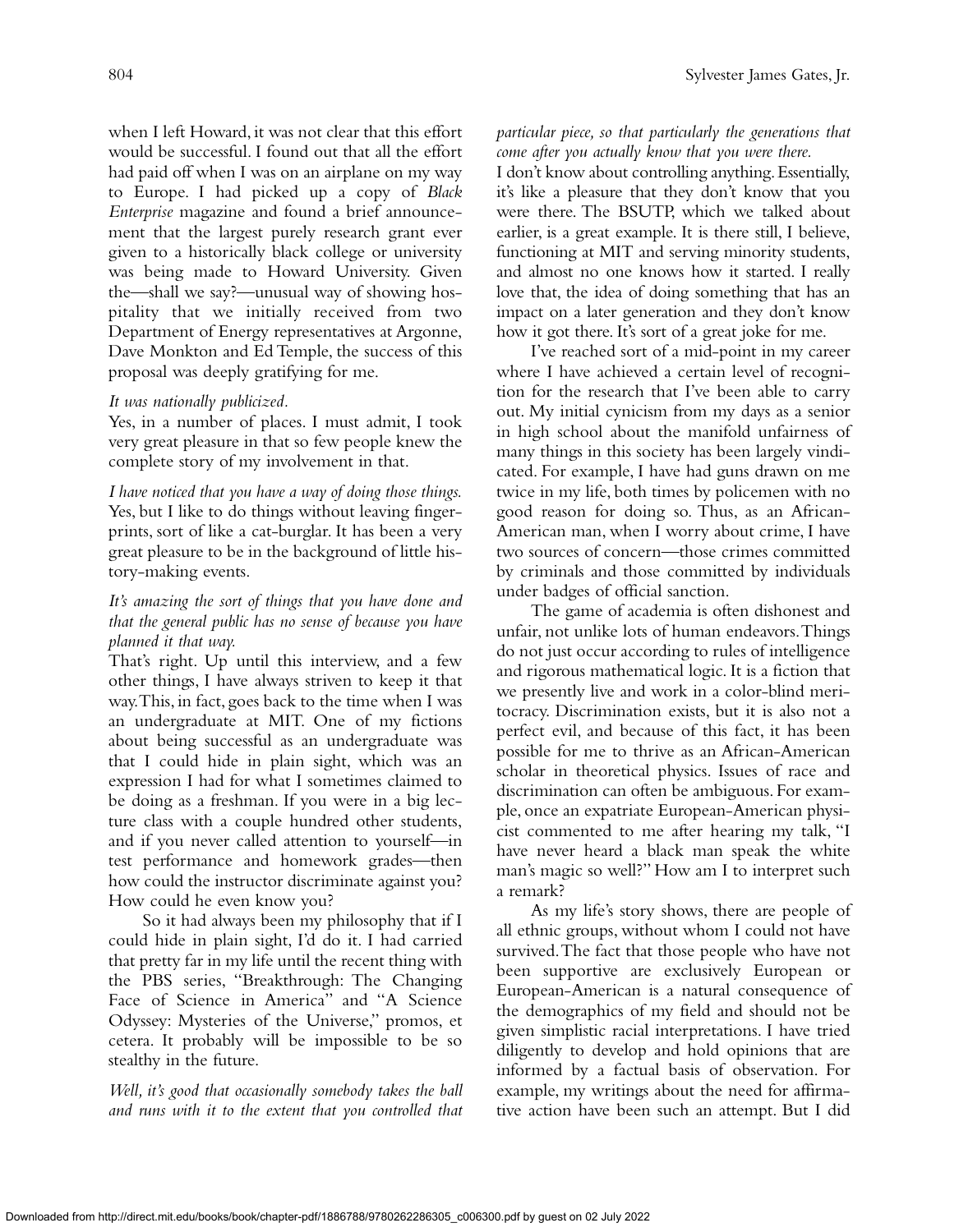when I left Howard, it was not clear that this effort would be successful. I found out that all the effort had paid off when I was on an airplane on my way to Europe. I had picked up a copy of *Black Enterprise* magazine and found a brief announcement that the largest purely research grant ever given to a historically black college or university was being made to Howard University. Given the—shall we say?—unusual way of showing hospitality that we initially received from two Department of Energy representatives at Argonne, Dave Monkton and Ed Temple, the success of this proposal was deeply gratifying for me.

*It was nationally publicized.*

Yes, in a number of places. I must admit, I took very great pleasure in that so few people knew the complete story of my involvement in that.

*I have noticed that you have a way of doing those things.*

Yes, but I like to do things without leaving fingerprints, sort of like a cat-burglar. It has been a very great pleasure to be in the background of little history-making events.

*It's amazing the sort of things that you have done and that the general public has no sense of because you have planned it that way.*

That's right. Up until this interview, and a few other things, I have always striven to keep it that way. This, in fact, goes back to the time when I was an undergraduate at MIT. One of my fictions about being successful as an undergraduate was that I could hide in plain sight, which was an expression I had for what I sometimes claimed to be doing as a freshman. If you were in a big lecture class with a couple hundred other students, and if you never called attention to yourself—in test performance and homework grades—then how could the instructor discriminate against you? How could he even know you?

So it had always been my philosophy that if I could hide in plain sight, I'd do it. I had carried that pretty far in my life until the recent thing with the PBS series, "Breakthrough: The Changing Face of Science in America" and "A Science Odyssey: Mysteries of the Universe," promos, et cetera. It probably will be impossible to be so stealthy in the future.

*Well, it's good that occasionally somebody takes the ball and runs with it to the extent that you controlled that particular piece, so that particularly the generations that come after you actually know that you were there.*

I don't know about controlling anything. Essentially, it's like a pleasure that they don't know that you were there. The BSUTP, which we talked about earlier, is a great example. It is there still, I believe, functioning at MIT and serving minority students, and almost no one knows how it started. I really love that, the idea of doing something that has an impact on a later generation and they don't know how it got there. It's sort of a great joke for me.

I've reached sort of a mid-point in my career where I have achieved a certain level of recognition for the research that I've been able to carry out. My initial cynicism from my days as a senior in high school about the manifold unfairness of many things in this society has been largely vindicated. For example, I have had guns drawn on me twice in my life, both times by policemen with no good reason for doing so. Thus, as an African-American man, when I worry about crime, I have two sources of concern—those crimes committed by criminals and those committed by individuals under badges of official sanction.

The game of academia is often dishonest and unfair, not unlike lots of human endeavors. Things do not just occur according to rules of intelligence and rigorous mathematical logic. It is a fiction that we presently live and work in a color-blind meritocracy. Discrimination exists, but it is also not a perfect evil, and because of this fact, it has been possible for me to thrive as an African-American scholar in theoretical physics. Issues of race and discrimination can often be ambiguous. For example, once an expatriate European-American physicist commented to me after hearing my talk, "I have never heard a black man speak the white man's magic so well?" How am I to interpret such a remark?

As my life's story shows, there are people of all ethnic groups, without whom I could not have survived. The fact that those people who have not been supportive are exclusively European or European-American is a natural consequence of the demographics of my field and should not be given simplistic racial interpretations. I have tried diligently to develop and hold opinions that are informed by a factual basis of observation. For example, my writings about the need for affirmative action have been such an attempt. But I did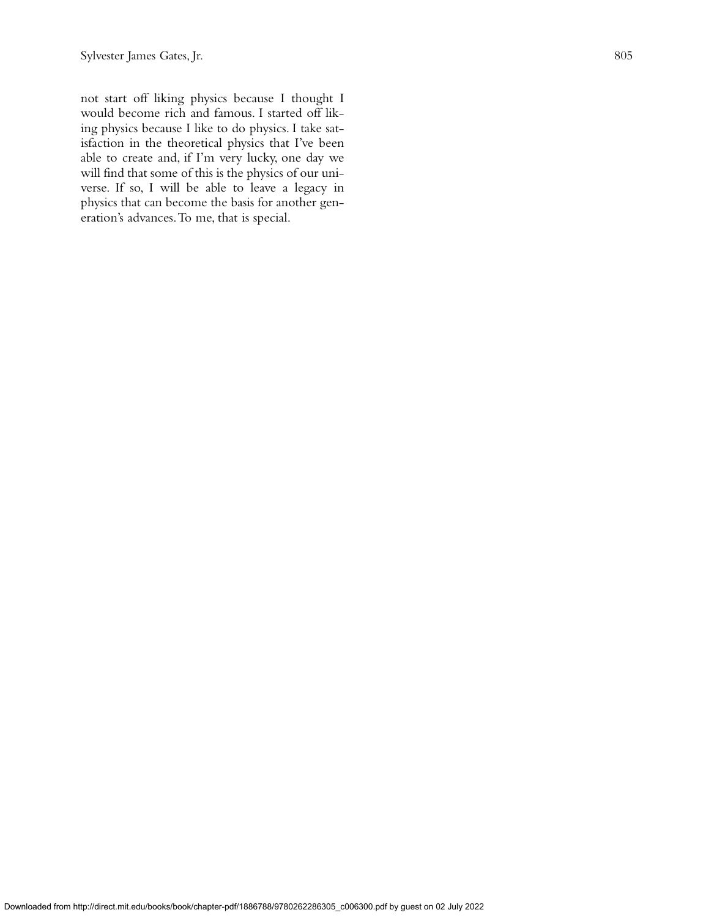not start off liking physics because I thought I would become rich and famous. I started off liking physics because I like to do physics. I take satisfaction in the theoretical physics that I've been able to create and, if I'm very lucky, one day we will find that some of this is the physics of our universe. If so, I will be able to leave a legacy in physics that can become the basis for another generation's advances. To me, that is special.